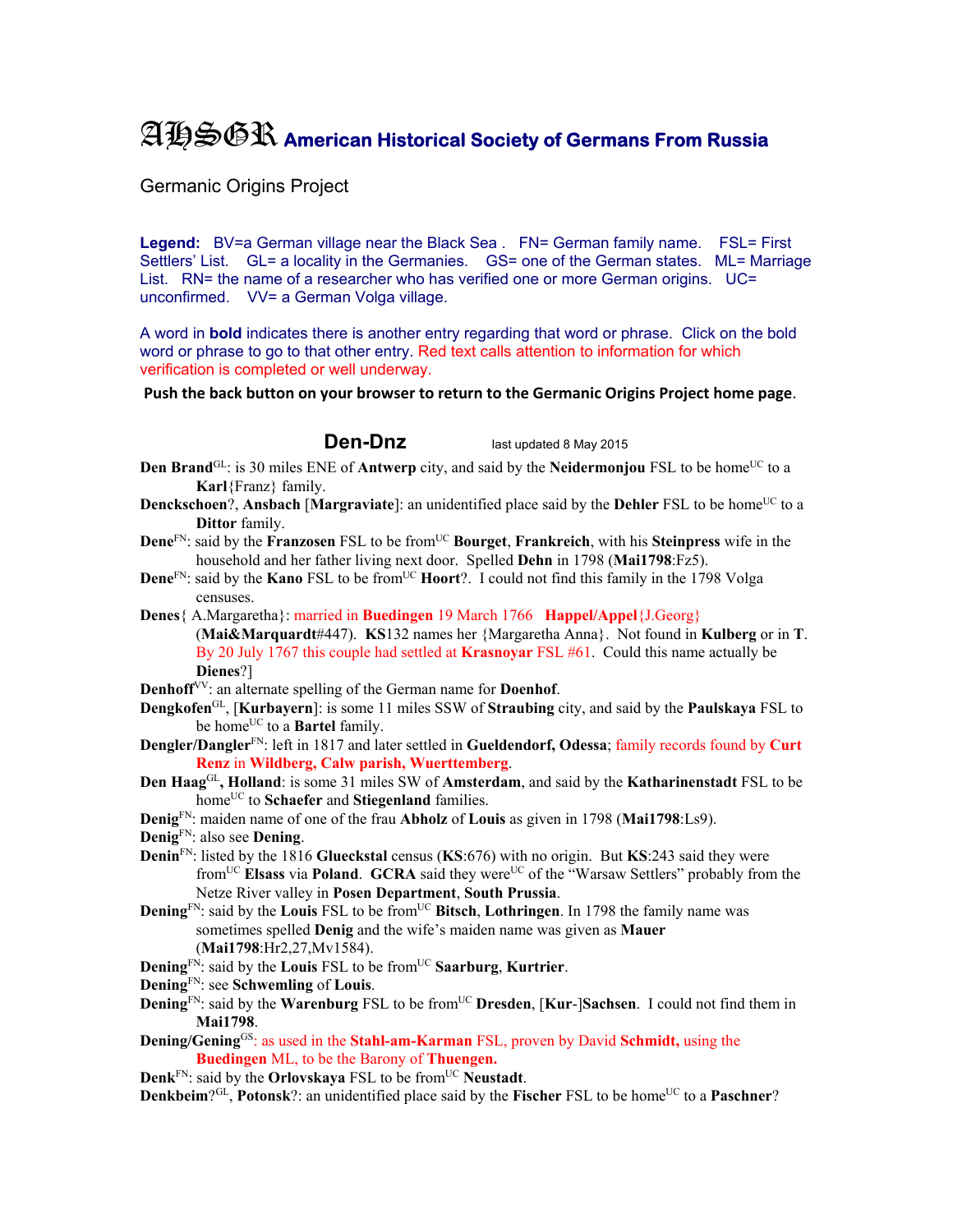# AHSGR American Historical Society of Germans From Russia

Germanic Origins Project

**Legend:** BV=a German village near the Black Sea . FN= German family name. FSL= First Settlers' List. GL= a locality in the Germanies. GS= one of the German states. ML= Marriage List. RN= the name of a researcher who has verified one or more German origins. UC= unconfirmed. VV= a German Volga village.

A word in **bold** indicates there is another entry regarding that word or phrase. Click on the bold word or phrase to go to that other entry. Red text calls attention to information for which verification is completed or well underway.

**Push the back button on your browser to return to the Germanic Origins Project home page.**

## Den-Dnz

last updated 8 May 2015

**Den Brand**[GL]: is 30 miles ENE of **Antwerp** city, and said by the **Neidermonjou** FSL to be home[UC] to a **Karl**{Franz} family.

**Denckschoen**?, **Ansbach** [**Margraviate**]: an unidentified place said by the **Dehler** FSL to be home[UC] to a **Dittor** family.

**Dene**[FN]: said by the **Franzosen** FSL to be from[UC] **Bourget**, **Frankreich**, with his **Steinpress** wife in the household and her father living next door. Spelled **Dehn** in 1798 (**Mai1798**:Fz5).

**Dene**[FN]: said by the **Kano** FSL to be from[UC] **Hoort**?. I could not find this family in the 1798 Volga censuses.

**Denes**{ A.Margaretha}: married in **Buedingen** 19 March 1766 **Happel/Appel**{J.Georg} (**Mai&Marquardt**#447). **KS**132 names her {Margaretha Anna}. Not found in **Kulberg** or in **T**. By 20 July 1767 this couple had settled at **Krasnoyar** FSL #61. Could this name actually be **Dienes**?]

**Denhoff**[VV]: an alternate spelling of the German name for **Doenhof**.

**Dengkofen**[GL], [**Kurbayern**]: is some 11 miles SSW of **Straubing** city, and said by the **Paulskaya** FSL to be home[UC] to a **Bartel** family.

**Dengler/Dangler**[FN]: left in 1817 and later settled in **Gueldendorf, Odessa**; family records found by **Curt Renz** in **Wildberg, Calw parish, Wuerttemberg**.

**Den Haag**[GL]**, Holland**: is some 31 miles SW of **Amsterdam**, and said by the **Katharinenstadt** FSL to be home[UC] to **Schaefer** and **Stiegenland** families.

**Denig**[FN]: maiden name of one of the frau **Abholz** of **Louis** as given in 1798 (**Mai1798**:Ls9).

**Denig**[FN]: also see **Dening**.

**Denin**[FN]: listed by the 1816 **Glueckstal** census (**KS**:676) with no origin. But **KS**:243 said they were from[UC] **Elsass** via **Poland**. **GCRA** said they were[UC] of the "Warsaw Settlers" probably from the Netze River valley in **Posen Department**, **South Prussia**.

**Dening**[FN]: said by the **Louis** FSL to be from[UC] **Bitsch**, **Lothringen**. In 1798 the family name was sometimes spelled **Denig** and the wife's maiden name was given as **Mauer** (**Mai1798**:Hr2,27,Mv1584).

**Dening**[FN]: said by the **Louis** FSL to be from[UC] **Saarburg**, **Kurtrier**.

**Dening**[FN]: see **Schwemling** of **Louis**.

**Dening**[FN]: said by the **Warenburg** FSL to be from[UC] **Dresden**, [**Kur**-]**Sachsen**. I could not find them in **Mai1798**.

**Dening/Gening**[GS]: as used in the **Stahl-am-Karman** FSL, proven by David **Schmidt,** using the **Buedingen** ML, to be the Barony of **Thuengen.**

**Denk**[FN]: said by the **Orlovskaya** FSL to be from[UC] **Neustadt**.

**Denkbeim**?[GL], **Potonsk**?: an unidentified place said by the **Fischer** FSL to be home[UC] to a **Paschner**?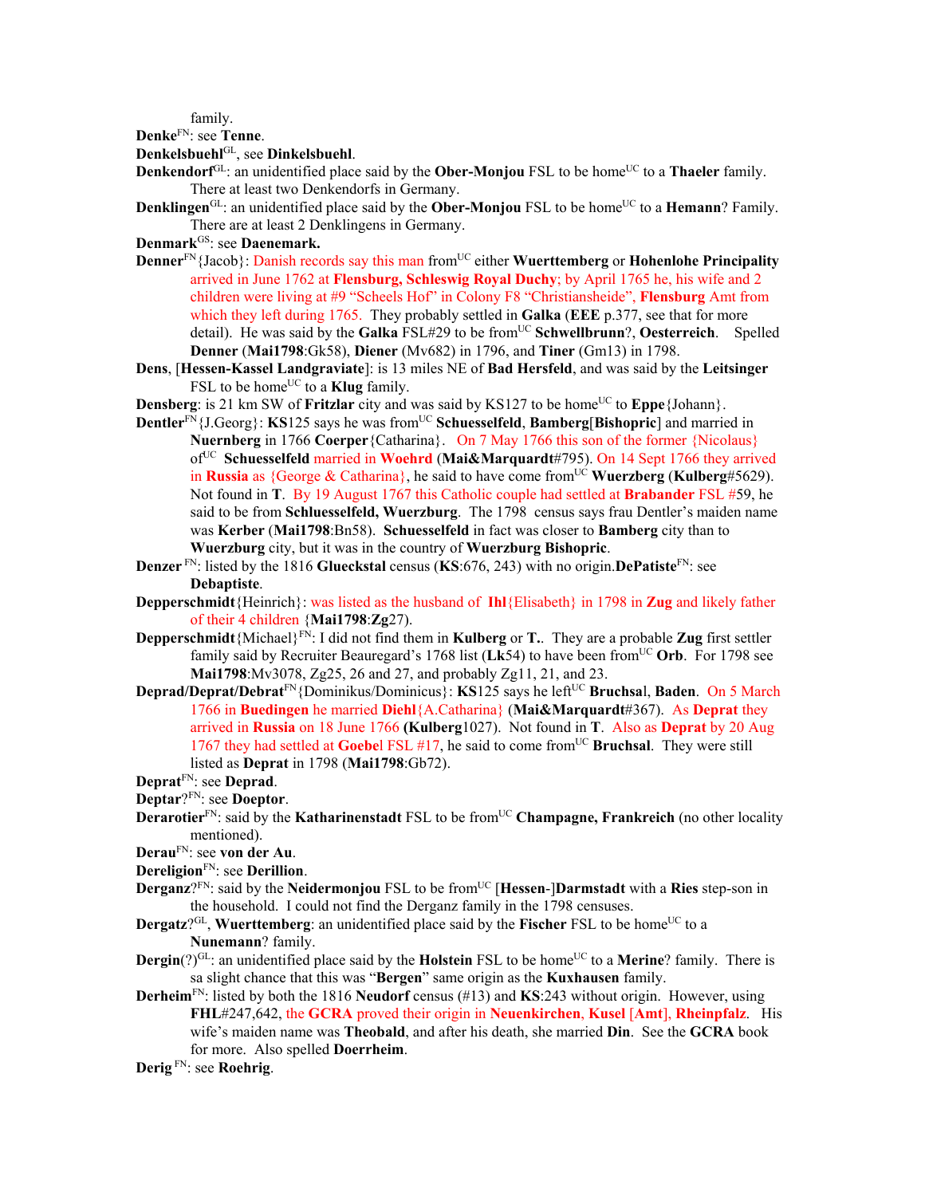family.

**Denke**[FN]: see **Tenne**.

**Denkelsbuehl**[GL], see **Dinkelsbuehl**.

**Denkendorf**[GL]: an unidentified place said by the **Ober-Monjou** FSL to be home[UC] to a **Thaeler** family. There at least two Denkendorfs in Germany.

**Denklingen**[GL]: an unidentified place said by the **Ober-Monjou** FSL to be home[UC] to a **Hemann**? Family. There are at least 2 Denklingens in Germany.

**Denmark**[GS]: see **Daenemark.**

**Denner**[FN]{Jacob}: Danish records say this man from[UC] either **Wuerttemberg** or **Hohenlohe Principality** arrived in June 1762 at **Flensburg, Schleswig Royal Duchy**; by April 1765 he, his wife and 2 children were living at #9 "Scheels Hof" in Colony F8 "Christiansheide", **Flensburg** Amt from which they left during 1765. They probably settled in **Galka** (**EEE** p.377, see that for more detail). He was said by the **Galka** FSL#29 to be from[UC] **Schwellbrunn**?, **Oesterreich**. Spelled **Denner** (**Mai1798**:Gk58), **Diener** (Mv682) in 1796, and **Tiner** (Gm13) in 1798.

**Dens**, [**Hessen-Kassel Landgraviate**]: is 13 miles NE of **Bad Hersfeld**, and was said by the **Leitsinger** FSL to be home[UC] to a **Klug** family.

**Densberg**: is 21 km SW of **Fritzlar** city and was said by KS127 to be home[UC] to **Eppe**{Johann}.

**Dentler**[FN]{J.Georg}: **KS**125 says he was from[UC] **Schuesselfeld**, **Bamberg**[**Bishopric**] and married in **Nuernberg** in 1766 **Coerper**{Catharina}. On 7 May 1766 this son of the former {Nicolaus} of[UC] **Schuesselfeld** married in **Woehrd** (**Mai&Marquardt**#795). On 14 Sept 1766 they arrived in **Russia** as {George & Catharina}, he said to have come from[UC] **Wuerzberg** (**Kulberg**#5629). Not found in **T**. By 19 August 1767 this Catholic couple had settled at **Brabander** FSL #59, he said to be from **Schluesselfeld, Wuerzburg**. The 1798 census says frau Dentler's maiden name was **Kerber** (**Mai1798**:Bn58). **Schuesselfeld** in fact was closer to **Bamberg** city than to **Wuerzburg** city, but it was in the country of **Wuerzburg Bishopric**.

**Denzer** [FN]: listed by the 1816 **Glueckstal** census (**KS**:676, 243) with no origin.**DePatiste**[FN]: see **Debaptiste**.

**Depperschmidt**{Heinrich}: was listed as the husband of **Ihl**{Elisabeth} in 1798 in **Zug** and likely father of their 4 children {**Mai1798**:**Zg**27).

**Depperschmidt**{Michael}[FN]: I did not find them in **Kulberg** or **T.**. They are a probable **Zug** first settler family said by Recruiter Beauregard's 1768 list (**Lk**54) to have been from[UC] **Orb**. For 1798 see **Mai1798**:Mv3078, Zg25, 26 and 27, and probably Zg11, 21, and 23.

**Deprad/Deprat/Debrat**[FN]{Dominikus/Dominicus}: **KS**125 says he left[UC] **Bruchsa**l, **Baden**. On 5 March 1766 in **Buedingen** he married **Diehl**{A.Catharina} (**Mai&Marquardt**#367). As **Deprat** they arrived in **Russia** on 18 June 1766 (**Kulberg**1027). Not found in **T**. Also as **Deprat** by 20 Aug 1767 they had settled at **Goebel** FSL #17, he said to come from[UC] **Bruchsal**. They were still listed as **Deprat** in 1798 (**Mai1798**:Gb72).

**Deprat**[FN]: see **Deprad**.

**Deptar**?[FN]: see **Doeptor**.

**Derarotier**[FN]: said by the **Katharinenstadt** FSL to be from[UC] **Champagne, Frankreich** (no other locality mentioned).

**Derau**[FN]: see **von der Au**.

**Dereligion**[FN]: see **Derillion**.

**Derganz**?[FN]: said by the **Neidermonjou** FSL to be from[UC] [**Hessen**-]**Darmstadt** with a **Ries** step-son in the household. I could not find the Derganz family in the 1798 censuses.

**Dergatz**?[GL], **Wuerttemberg**: an unidentified place said by the **Fischer** FSL to be home[UC] to a **Nunemann**? family.

**Dergin**(?)[GL]: an unidentified place said by the **Holstein** FSL to be home[UC] to a **Merine**? family. There is sa slight chance that this was "**Bergen**" same origin as the **Kuxhausen** family.

**Derheim**[FN]: listed by both the 1816 **Neudorf** census (#13) and **KS**:243 without origin. However, using **FHL**#247,642, the **GCRA** proved their origin in **Neuenkirchen**, **Kusel** [**Amt**], **Rheinpfalz**. His wife's maiden name was **Theobald**, and after his death, she married **Din**. See the **GCRA** book for more. Also spelled **Doerrheim**.

**Derig** [FN]: see **Roehrig**.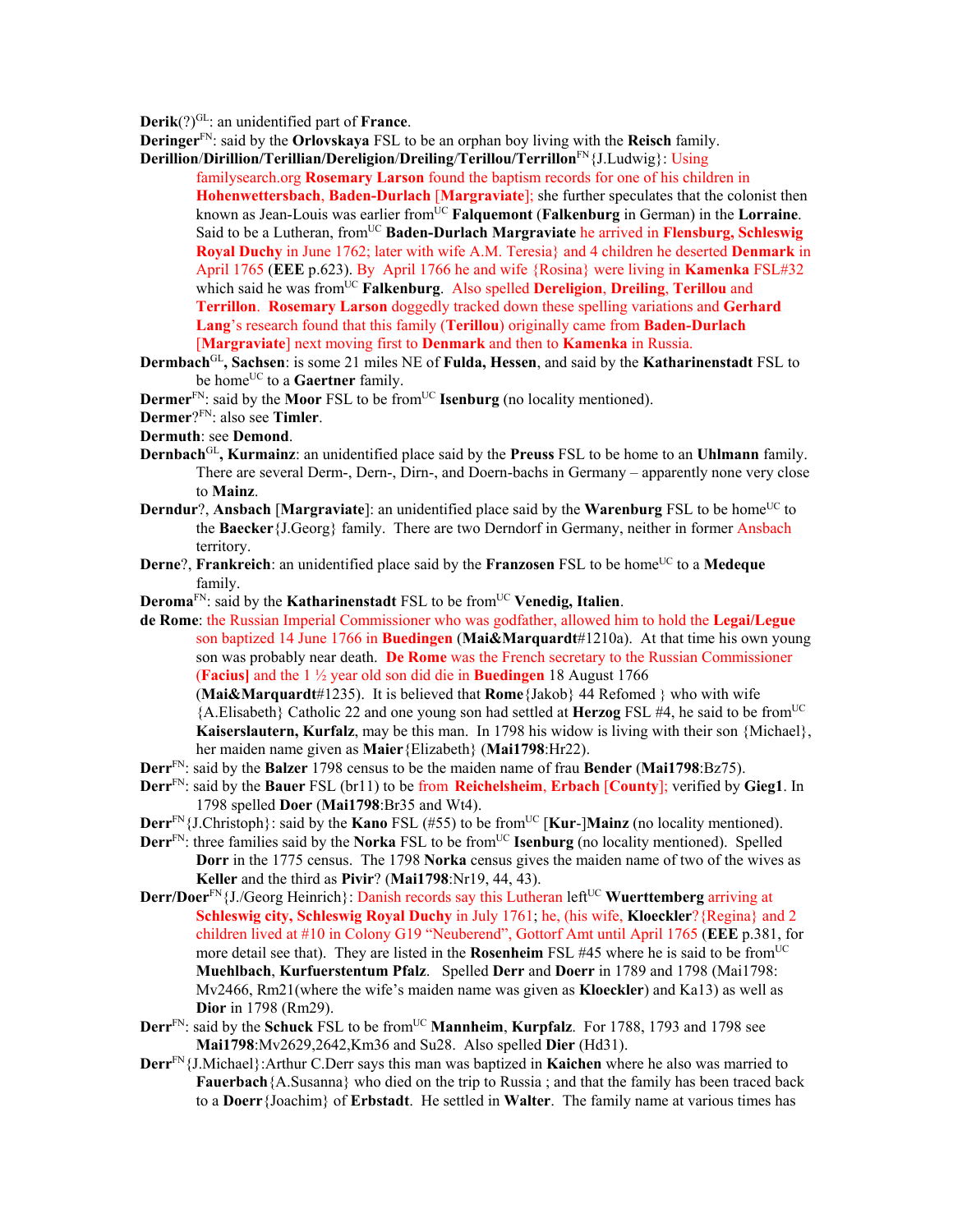**Derik**(?)[GL]: an unidentified part of **France**.

**Deringer**[FN]: said by the **Orlovskaya** FSL to be an orphan boy living with the **Reisch** family.

**Derillion**/**Dirillion/Terillian/Dereligion**/**Dreiling/Terillou/Terrillon**[FN]{J.Ludwig}: Using familysearch.org **Rosemary Larson** found the baptism records for one of his children in **Hohenwettersbach**, **Baden-Durlach** [**Margraviate**]; she further speculates that the colonist then known as Jean-Louis was earlier from[UC] **Falquemont** (**Falkenburg** in German) in the **Lorraine**. Said to be a Lutheran, from[UC] **Baden-Durlach Margraviate** he arrived in **Flensburg, Schleswig Royal Duchy** in June 1762; later with wife A.M. Teresia} and 4 children he deserted **Denmark** in April 1765 (**EEE** p.623). By April 1766 he and wife {Rosina} were living in **Kamenka** FSL#32 which said he was from[UC] **Falkenburg**. Also spelled **Dereligion**, **Dreiling**, **Terillou** and **Terrillon**. **Rosemary Larson** doggedly tracked down these spelling variations and **Gerhard Lang**'s research found that this family (**Terillou**) originally came from **Baden-Durlach** [**Margraviate**] next moving first to **Denmark** and then to **Kamenka** in Russia.

**Dermbach**[GL]**, Sachsen**: is some 21 miles NE of **Fulda, Hessen**, and said by the **Katharinenstadt** FSL to be home[UC] to a **Gaertner** family.

**Dermer**[FN]: said by the **Moor** FSL to be from[UC] **Isenburg** (no locality mentioned).

**Dermer**?[FN]: also see **Timler**.

**Dermuth**: see **Demond**.

**Dernbach**[GL]**, Kurmainz**: an unidentified place said by the **Preuss** FSL to be home to an **Uhlmann** family. There are several Derm-, Dern-, Dirn-, and Doern-bachs in Germany – apparently none very close to **Mainz**.

**Derndur**?, **Ansbach** [**Margraviate**]: an unidentified place said by the **Warenburg** FSL to be home[UC] to the **Baecker**{J.Georg} family. There are two Derndorf in Germany, neither in former Ansbach territory.

**Derne**?, **Frankreich**: an unidentified place said by the **Franzosen** FSL to be home[UC] to a **Medeque** family.

**Deroma**[FN]: said by the **Katharinenstadt** FSL to be from[UC] **Venedig, Italien**.

**de Rome**: the Russian Imperial Commissioner who was godfather, allowed him to hold the **Legai/Legue** son baptized 14 June 1766 in **Buedingen** (**Mai&Marquardt**#1210a). At that time his own young son was probably near death. **De Rome** was the French secretary to the Russian Commissioner (**Facius]** and the 1 ½ year old son did die in **Buedingen** 18 August 1766 (**Mai&Marquardt**#1235). It is believed that **Rome**{Jakob} 44 Refomed } who with wife {A.Elisabeth} Catholic 22 and one young son had settled at **Herzog** FSL #4, he said to be from[UC] **Kaiserslautern, Kurfalz**, may be this man. In 1798 his widow is living with their son {Michael}, her maiden name given as **Maier**{Elizabeth} (**Mai1798**:Hr22).

**Derr**[FN]: said by the **Balzer** 1798 census to be the maiden name of frau **Bender** (**Mai1798**:Bz75).

**Derr**[FN]: said by the **Bauer** FSL (br11) to be from **Reichelsheim**, **Erbach** [**County**]; verified by **Gieg1**. In 1798 spelled **Doer** (**Mai1798**:Br35 and Wt4).

**Derr**[FN]{J.Christoph}: said by the **Kano** FSL (#55) to be from[UC] [**Kur**-]**Mainz** (no locality mentioned).

**Derr**[FN]: three families said by the **Norka** FSL to be from[UC] **Isenburg** (no locality mentioned). Spelled **Dorr** in the 1775 census. The 1798 **Norka** census gives the maiden name of two of the wives as **Keller** and the third as **Pivir**? (**Mai1798**:Nr19, 44, 43).

**Derr/Doer**[FN]{J./Georg Heinrich}: Danish records say this Lutheran left[UC] **Wuerttemberg** arriving at **Schleswig city, Schleswig Royal Duchy** in July 1761; he, (his wife, **Kloeckler**?{Regina} and 2 children lived at #10 in Colony G19 "Neuberend", Gottorf Amt until April 1765 (**EEE** p.381, for more detail see that). They are listed in the **Rosenheim** FSL #45 where he is said to be from[UC] **Muehlbach**, **Kurfuerstentum Pfalz**. Spelled **Derr** and **Doerr** in 1789 and 1798 (Mai1798: Mv2466, Rm21(where the wife's maiden name was given as **Kloeckler**) and Ka13) as well as **Dior** in 1798 (Rm29).

**Derr**[FN]: said by the **Schuck** FSL to be from[UC] **Mannheim**, **Kurpfalz**. For 1788, 1793 and 1798 see **Mai1798**:Mv2629,2642,Km36 and Su28. Also spelled **Dier** (Hd31).

**Derr**[FN]{J.Michael}:Arthur C.Derr says this man was baptized in **Kaichen** where he also was married to **Fauerbach**{A.Susanna} who died on the trip to Russia ; and that the family has been traced back to a **Doerr**{Joachim} of **Erbstadt**. He settled in **Walter**. The family name at various times has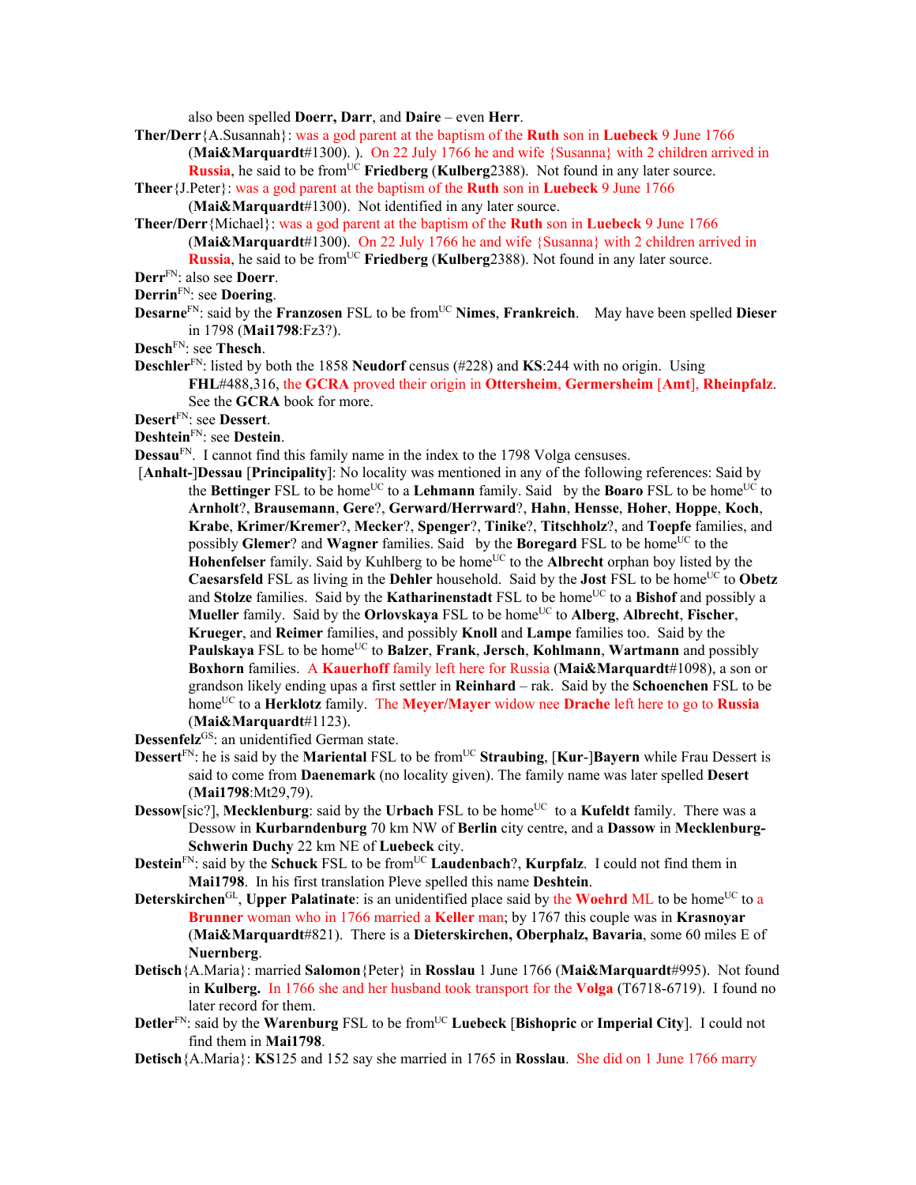also been spelled **Doerr, Darr**, and **Daire** – even **Herr**.

**Ther/Derr**{A.Susannah}: was a god parent at the baptism of the **Ruth** son in **Luebeck** 9 June 1766 (**Mai&Marquardt**#1300). ). On 22 July 1766 he and wife {Susanna} with 2 children arrived in **Russia**, he said to be from[UC] **Friedberg** (**Kulberg**2388). Not found in any later source.

**Theer**{J.Peter}: was a god parent at the baptism of the **Ruth** son in **Luebeck** 9 June 1766 (**Mai&Marquardt**#1300). Not identified in any later source.

**Theer/Derr**{Michael}: was a god parent at the baptism of the **Ruth** son in **Luebeck** 9 June 1766 (**Mai&Marquardt**#1300). On 22 July 1766 he and wife {Susanna} with 2 children arrived in **Russia**, he said to be from[UC] **Friedberg** (**Kulberg**2388). Not found in any later source.

**Derr**[FN]: also see **Doerr**.

**Derrin**[FN]: see **Doering**.

**Desarne**[FN]: said by the **Franzosen** FSL to be from[UC] **Nimes**, **Frankreich**. May have been spelled **Dieser** in 1798 (**Mai1798**:Fz3?).

**Desch**[FN]: see **Thesch**.

**Deschler**[FN]: listed by both the 1858 **Neudorf** census (#228) and **KS**:244 with no origin. Using **FHL**#488,316, the **GCRA** proved their origin in **Ottersheim**, **Germersheim** [**Amt**], **Rheinpfalz**. See the **GCRA** book for more.

**Desert**[FN]: see **Dessert**.

**Deshtein**[FN]: see **Destein**.

**Dessau**[FN]. I cannot find this family name in the index to the 1798 Volga censuses.

[**Anhalt-**]**Dessau** [**Principality**]: No locality was mentioned in any of the following references: Said by the **Bettinger** FSL to be home[UC] to a **Lehmann** family. Said by the **Boaro** FSL to be home[UC] to **Arnholt**?, **Brausemann**, **Gere**?, **Gerward/Herrward**?, **Hahn**, **Hensse**, **Hoher**, **Hoppe**, **Koch**, **Krabe**, **Krimer/Kremer**?, **Mecker**?, **Spenger**?, **Tinike**?, **Titschholz**?, and **Toepfe** families, and possibly **Glemer**? and **Wagner** families. Said by the **Boregard** FSL to be home[UC] to the **Hohenfelser** family. Said by Kuhlberg to be home[UC] to the **Albrecht** orphan boy listed by the **Caesarsfeld** FSL as living in the **Dehler** household. Said by the **Jost** FSL to be home[UC] to **Obetz** and **Stolze** families. Said by the **Katharinenstadt** FSL to be home[UC] to a **Bishof** and possibly a **Mueller** family. Said by the **Orlovskaya** FSL to be home[UC] to **Alberg**, **Albrecht**, **Fischer**, **Krueger**, and **Reimer** families, and possibly **Knoll** and **Lampe** families too. Said by the **Paulskaya** FSL to be home[UC] to **Balzer**, **Frank**, **Jersch**, **Kohlmann**, **Wartmann** and possibly **Boxhorn** families. A **Kauerhoff** family left here for Russia (**Mai&Marquardt**#1098), a son or grandson likely ending upas a first settler in **Reinhard** – rak. Said by the **Schoenchen** FSL to be home[UC] to a **Herklotz** family. The **Meyer/Mayer** widow nee **Drache** left here to go to **Russia** (**Mai&Marquardt**#1123).

**Dessenfelz**[GS]: an unidentified German state.

**Dessert**[FN]: he is said by the **Mariental** FSL to be from[UC] **Straubing**, [**Kur**-]**Bayern** while Frau Dessert is said to come from **Daenemark** (no locality given). The family name was later spelled **Desert** (**Mai1798**:Mt29,79).

**Dessow**[sic?], **Mecklenburg**: said by the **Urbach** FSL to be home[UC] to a **Kufeldt** family. There was a Dessow in **Kurbarndenburg** 70 km NW of **Berlin** city centre, and a **Dassow** in **Mecklenburg-Schwerin Duchy** 22 km NE of **Luebeck** city.

**Destein**[FN]: said by the **Schuck** FSL to be from[UC] **Laudenbach**?, **Kurpfalz**. I could not find them in **Mai1798**. In his first translation Pleve spelled this name **Deshtein**.

**Deterskirchen**[GL], **Upper Palatinate**: is an unidentified place said by the **Woehrd** ML to be home[UC] to a **Brunner** woman who in 1766 married a **Keller** man; by 1767 this couple was in **Krasnoyar** (**Mai&Marquardt**#821). There is a **Dieterskirchen, Oberphalz, Bavaria**, some 60 miles E of **Nuernberg**.

**Detisch**{A.Maria}: married **Salomon**{Peter} in **Rosslau** 1 June 1766 (**Mai&Marquardt**#995). Not found in **Kulberg.** In 1766 she and her husband took transport for the **Volga** (T6718-6719). I found no later record for them.

**Detler**[FN]: said by the **Warenburg** FSL to be from[UC] **Luebeck** [**Bishopric** or **Imperial City**]. I could not find them in **Mai1798**.

**Detisch**{A.Maria}: **KS**125 and 152 say she married in 1765 in **Rosslau**. She did on 1 June 1766 marry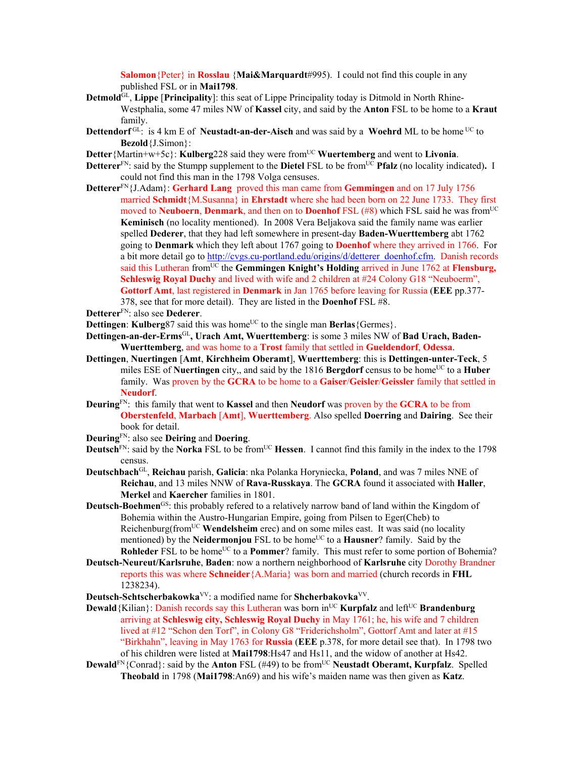Salomon{Peter} in **Rosslau** {**Mai&Marquardt**#995}. I could not find this couple in any published FSL or in **Mai1798**.

**Detmold**[GL], **Lippe** [**Principality**]: this seat of Lippe Principality today is Ditmold in North Rhine-Westphalia, some 47 miles NW of **Kassel** city, and said by the **Anton** FSL to be home to a **Kraut** family.

**Dettendorf**[GL]: is 4 km E of **Neustadt-an-der-Aisch** and was said by a **Woehrd** ML to be home[UC] to **Bezold**{J.Simon}:

**Detter**{Martin+w+5c}: **Kulberg**228 said they were from[UC] **Wuertemberg** and went to **Livonia**.

**Detterer**[FN]: said by the Stumpp supplement to the **Dietel** FSL to be from[UC] **Pfalz** (no locality indicated). I could not find this man in the 1798 Volga censuses.

**Detterer**[FN]{J.Adam}: **Gerhard Lang** proved this man came from **Gemmingen** and on 17 July 1756 married **Schmidt**{M.Susanna} in **Ehrstadt** where she had been born on 22 June 1733. They first moved to **Neuboern**, **Denmark**, and then on to **Doenhof** FSL (#8) which FSL said he was from[UC] **Keminisch** (no locality mentioned). In 2008 Vera Beljakova said the family name was earlier spelled **Dederer**, that they had left somewhere in present-day **Baden-Wuerttemberg** abt 1762 going to **Denmark** which they left about 1767 going to **Doenhof** where they arrived in 1766. For a bit more detail go to http://cvgs.cu-portland.edu/origins/d/detterer_doenhof.cfm. Danish records said this Lutheran from[UC] the **Gemmingen Knight's Holding** arrived in June 1762 at **Flensburg, Schleswig Royal Duchy** and lived with wife and 2 children at #24 Colony G18 "Neuboern", **Gottorf Amt**, last registered in **Denmark** in Jan 1765 before leaving for Russia (**EEE** pp.377-378, see that for more detail). They are listed in the **Doenhof** FSL #8.

**Detterer**[FN]: also see **Dederer**.

**Dettingen**: **Kulberg**87 said this was home[UC] to the single man **Berlas**{Germes}.

**Dettingen-an-der-Erms**[GL]**, Urach Amt, Wuerttemberg**: is some 3 miles NW of **Bad Urach, Baden-Wuerttemberg**, and was home to a **Trost** family that settled in **Gueldendorf**, **Odessa**.

**Dettingen**, **Nuertingen** [**Amt**, **Kirchheim Oberamt**], **Wuerttemberg**: this is **Dettingen-unter-Teck**, 5 miles ESE of **Nuertingen** city,, and said by the 1816 **Bergdorf** census to be home[UC] to a **Huber** family. Was proven by the **GCRA** to be home to a **Gaiser**/**Geisler**/**Geissler** family that settled in **Neudorf**.

**Deuring**[FN]: this family that went to **Kassel** and then **Neudorf** was proven by the **GCRA** to be from **Oberstenfeld**, **Marbach** [**Amt**], **Wuerttemberg**. Also spelled **Doerring** and **Dairing**. See their book for detail.

**Deuring**[FN]: also see **Deiring** and **Doering**.

**Deutsch**[FN]: said by the **Norka** FSL to be from[UC] **Hessen**. I cannot find this family in the index to the 1798 census.

**Deutschbach**[GL], **Reichau** parish, **Galicia**: nka Polanka Horyniecka, **Poland**, and was 7 miles NNE of **Reichau**, and 13 miles NNW of **Rava-Russkaya**. The **GCRA** found it associated with **Haller**, **Merkel** and **Kaercher** families in 1801.

**Deutsch-Boehmen**[GS]: this probably refered to a relatively narrow band of land within the Kingdom of Bohemia within the Austro-Hungarian Empire, going from Pilsen to Eger(Cheb) to Reichenburg(from[UC] **Wendelsheim** erec) and on some miles east. It was said (no locality mentioned) by the **Neidermonjou** FSL to be home[UC] to a **Hausner**? family. Said by the **Rohleder** FSL to be home[UC] to a **Pommer**? family. This must refer to some portion of Bohemia?

**Deutsch-Neureut/Karlsruhe**, **Baden**: now a northern neighborhood of **Karlsruhe** city Dorothy Brandner reports this was where **Schneider**{A.Maria} was born and married (church records in **FHL** 1238234).

**Deutsch-Schtscherbakowka**[VV]: a modified name for **Shcherbakovka**[VV].

**Dewald**{Kilian}: Danish records say this Lutheran was born in[UC] **Kurpfalz** and left[UC] **Brandenburg** arriving at **Schleswig city, Schleswig Royal Duchy** in May 1761; he, his wife and 7 children lived at #12 "Schon den Torf", in Colony G8 "Friderichsholm", Gottorf Amt and later at #15 "Birkhahn", leaving in May 1763 for **Russia** (**EEE** p.378, for more detail see that). In 1798 two of his children were listed at **Mai1798**:Hs47 and Hs11, and the widow of another at Hs42.

**Dewald**[FN]{Conrad}: said by the **Anton** FSL (#49) to be from[UC] **Neustadt Oberamt, Kurpfalz**. Spelled **Theobald** in 1798 (**Mai1798**:An69) and his wife's maiden name was then given as **Katz**.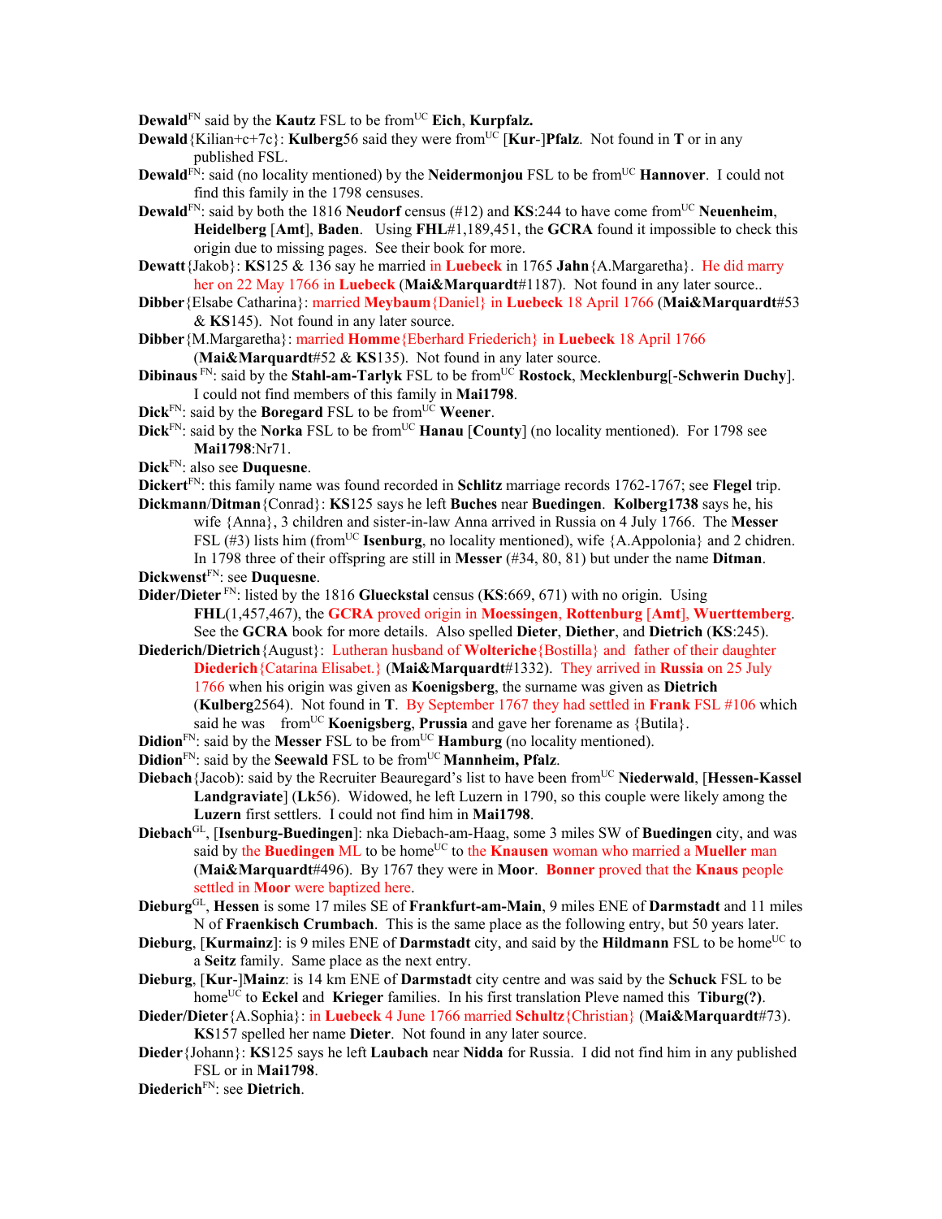**Dewald**[FN] said by the **Kautz** FSL to be from[UC] **Eich**, **Kurpfalz.**

**Dewald**{Kilian+c+7c}: **Kulberg**56 said they were from[UC] [**Kur**-]**Pfalz**. Not found in **T** or in any published FSL.

**Dewald**[FN]: said (no locality mentioned) by the **Neidermonjou** FSL to be from[UC] **Hannover**. I could not find this family in the 1798 censuses.

**Dewald**[FN]: said by both the 1816 **Neudorf** census (#12) and **KS**:244 to have come from[UC] **Neuenheim**, **Heidelberg** [**Amt**], **Baden**. Using **FHL**#1,189,451, the **GCRA** found it impossible to check this origin due to missing pages. See their book for more.

**Dewatt**{Jakob}: **KS**125 & 136 say he married in **Luebeck** in 1765 **Jahn**{A.Margaretha}. He did marry her on 22 May 1766 in **Luebeck** (**Mai&Marquardt**#1187). Not found in any later source..

**Dibber**{Elsabe Catharina}: married **Meybaum**{Daniel} in **Luebeck** 18 April 1766 (**Mai&Marquardt**#53 & **KS**145). Not found in any later source.

**Dibber**{M.Margaretha}: married **Homme**{Eberhard Friederich} in **Luebeck** 18 April 1766 (**Mai&Marquardt**#52 & **KS**135). Not found in any later source.

**Dibinaus** [FN]: said by the **Stahl-am-Tarlyk** FSL to be from[UC] **Rostock**, **Mecklenburg**[-**Schwerin Duchy**]. I could not find members of this family in **Mai1798**.

**Dick**[FN]: said by the **Boregard** FSL to be from[UC] **Weener**.

**Dick**[FN]: said by the **Norka** FSL to be from[UC] **Hanau** [**County**] (no locality mentioned). For 1798 see **Mai1798**:Nr71.

**Dick**[FN]: also see **Duquesne**.

**Dickert**[FN]: this family name was found recorded in **Schlitz** marriage records 1762-1767; see **Flegel** trip.

**Dickmann**/**Ditman**{Conrad}: **KS**125 says he left **Buches** near **Buedingen**. **Kolberg1738** says he, his wife {Anna}, 3 children and sister-in-law Anna arrived in Russia on 4 July 1766. The **Messer** FSL (#3) lists him (from[UC] **Isenburg**, no locality mentioned), wife {A.Appolonia} and 2 chidren. In 1798 three of their offspring are still in **Messer** (#34, 80, 81) but under the name **Ditman**.

**Dickwenst**[FN]: see **Duquesne**.

**Dider/Dieter** [FN]: listed by the 1816 **Glueckstal** census (**KS**:669, 671) with no origin. Using **FHL**(1,457,467), the **GCRA** proved origin in **Moessingen**, **Rottenburg** [**Amt**], **Wuerttemberg**. See the **GCRA** book for more details. Also spelled **Dieter**, **Diether**, and **Dietrich** (**KS**:245).

**Diederich/Dietrich**{August}: Lutheran husband of **Wolteriche**{Bostilla} and father of their daughter **Diederich**{Catarina Elisabet.} (**Mai&Marquardt**#1332). They arrived in **Russia** on 25 July 1766 when his origin was given as **Koenigsberg**, the surname was given as **Dietrich** (**Kulberg**2564). Not found in **T**. By September 1767 they had settled in **Frank** FSL #106 which said he was from[UC] **Koenigsberg**, **Prussia** and gave her forename as {Butila}.

**Didion**[FN]: said by the **Messer** FSL to be from[UC] **Hamburg** (no locality mentioned).

**Didion**[FN]: said by the **Seewald** FSL to be from[UC] **Mannheim, Pfalz**.

**Diebach**{Jacob): said by the Recruiter Beauregard's list to have been from[UC] **Niederwald**, [**Hessen-Kassel Landgraviate**] (**Lk**56). Widowed, he left Luzern in 1790, so this couple were likely among the **Luzern** first settlers. I could not find him in **Mai1798**.

**Diebach**[GL], [**Isenburg-Buedingen**]: nka Diebach-am-Haag, some 3 miles SW of **Buedingen** city, and was said by the **Buedingen** ML to be home[UC] to the **Knausen** woman who married a **Mueller** man (**Mai&Marquardt**#496). By 1767 they were in **Moor**. **Bonner** proved that the **Knaus** people settled in **Moor** were baptized here.

**Dieburg**[GL], **Hessen** is some 17 miles SE of **Frankfurt-am-Main**, 9 miles ENE of **Darmstadt** and 11 miles N of **Fraenkisch Crumbach**. This is the same place as the following entry, but 50 years later.

**Dieburg**, [**Kurmainz**]: is 9 miles ENE of **Darmstadt** city, and said by the **Hildmann** FSL to be home[UC] to a **Seitz** family. Same place as the next entry.

**Dieburg**, [**Kur**-]**Mainz**: is 14 km ENE of **Darmstadt** city centre and was said by the **Schuck** FSL to be home[UC] to **Eckel** and **Krieger** families. In his first translation Pleve named this **Tiburg(?)**.

**Dieder/Dieter**{A.Sophia}: in **Luebeck** 4 June 1766 married **Schultz**{Christian} (**Mai&Marquardt**#73). **KS**157 spelled her name **Dieter**. Not found in any later source.

**Dieder**{Johann}: **KS**125 says he left **Laubach** near **Nidda** for Russia. I did not find him in any published FSL or in **Mai1798**.

**Diederich**[FN]: see **Dietrich**.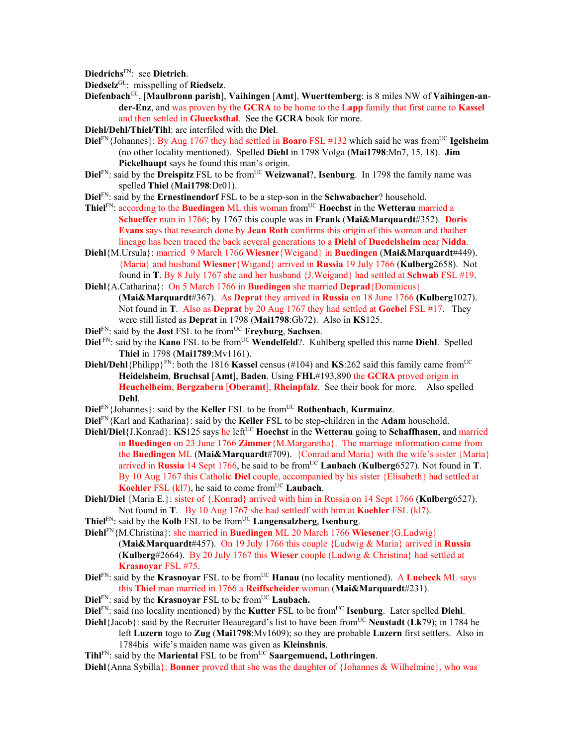**Diedrichs**[FN]: see **Dietrich**.

**Diedselz**[GL]: misspelling of **Riedselz**.

**Diefenbach**[GL], [**Maulbronn parish**], **Vaihingen** [**Amt**], **Wuerttemberg**: is 8 miles NW of **Vaihingen-an-der-Enz**, and was proven by the **GCRA** to be home to the **Lapp** family that first came to **Kassel** and then settled in **Gluecksthal**. See the **GCRA** book for more.

**Diehl/Dehl/Thiel/Tihl**: are interfiled with the **Diel**.

**Diel**[FN]{Johannes}: By Aug 1767 they had settled in **Boaro** FSL #132 which said he was from[UC] **Igelsheim** (no other locality mentioned). Spelled **Diehl** in 1798 Volga (**Mai1798**:Mn7, 15, 18). **Jim Pickelhaupt** says he found this man's origin.

**Diel**[FN]: said by the **Dreispitz** FSL to be from[UC] **Weizwanal**?, **Isenburg**. In 1798 the family name was spelled **Thiel** (**Mai1798**:Dr01).

**Diel**[FN]: said by the **Ernestinendorf** FSL to be a step-son in the **Schwabacher**? household.

**Thiel**[FN]: according to the **Buedingen** ML this woman from[UC] **Hoechst** in the **Wetterau** married a **Schaeffer** man in 1766; by 1767 this couple was in **Frank** (**Mai&Marquardt**#352). **Doris Evans** says that research done by **Jean Roth** confirms this origin of this woman and thather lineage has been traced the back several generations to a **Diehl** of **Duedelsheim** near **Nidda**.

**Diehl**{M.Ursula}: married 9 March 1766 **Wiesner**{Weigand} in **Buedingen** (**Mai&Marquardt**#449). {Maria} and husband **Wiesner**{Wigand} arrived in **Russia** 19 July 1766 (**Kulberg**2658). Not found in **T**. By 8 July 1767 she and her husband {J.Weigand} had settled at **Schwab** FSL #19.

**Diehl**{A.Catharina}: On 5 March 1766 in **Buedingen** she married **Deprad**{Dominicus} (**Mai&Marquardt**#367). As **Deprat** they arrived in **Russia** on 18 June 1766 (**Kulberg**1027). Not found in **T**. Also as **Deprat** by 20 Aug 1767 they had settled at **Goebel** FSL #17. They were still listed as **Deprat** in 1798 (**Mai1798**:Gb72). Also in **KS**125.

**Diel**[FN]: said by the **Jost** FSL to be from[UC] **Freyburg**, **Sachsen**.

**Diel** [FN]: said by the **Kano** FSL to be from[UC] **Wendelfeld**?. Kuhlberg spelled this name **Diehl**. Spelled **Thiel** in 1798 (**Mai1789**:Mv1161).

**Diehl/Dehl**{Philipp}[FN]: both the 1816 **Kassel** census (#104) and **KS**:262 said this family came from[UC] **Heidelsheim**, **Bruchsal** [**Amt**], **Baden**. Using **FHL**#193,890 the **GCRA** proved origin in **Heuchelheim**, **Bergzabern** [**Oberamt**], **Rheinpfalz**. See their book for more. Also spelled **Dehl**.

**Diel**[FN]{Johannes}: said by the **Keller** FSL to be from[UC] **Rothenbach**, **Kurmainz**.

**Diel**[FN]{Karl and Katharina}: said by the **Keller** FSL to be step-children in the **Adam** household.

**Diehl/Diel**{J.Konrad}: **KS**125 says he left[UC] **Hoechst** in the **Wetterau** going to **Schaffhasen**, and married in **Buedingen** on 23 June 1766 **Zimmer**{M.Margaretha}. The marriage information came from the **Buedingen** ML (**Mai&Marquardt**#709). {Conrad and Maria} with the wife's sister {Maria} arrived in **Russia** 14 Sept 1766, he said to be from[UC] **Laubach** (**Kulberg**6527). Not found in **T**. By 10 Aug 1767 this Catholic **Diel** couple, accompanied by his sister {Elisabeth} had settled at **Koehler** FSL (kl7), he said to come from[UC] **Laubach**.

**Diehl/Diel** {Maria E.}: sister of {.Konrad} arrived with him in Russia on 14 Sept 1766 (**Kulberg**6527). Not found in **T**. By 10 Aug 1767 she had settledf with him at **Koehler** FSL (kl7).

**Thiel**[FN]: said by the **Kolb** FSL to be from[UC] **Langensalzberg**, **Isenburg**.

**Diehl**[FN]{M.Christina}: she married in **Buedingen** ML 20 March 1766 **Wiesener**{G.Ludwig} (**Mai&Marquardt**#457). On 19 July 1766 this couple {Ludwig & Maria} arrived in **Russia** (**Kulberg**#2664). By 20 July 1767 this **Wieser** couple (Ludwig & Christina} had settled at **Krasnoyar** FSL #75.

**Diel**[FN]: said by the **Krasnoyar** FSL to be from[UC] **Hanau** (no locality mentioned). A **Luebeck** ML says this **Thiel** man married in 1766 a **Reiffscheider** woman (**Mai&Marquardt**#231).

**Diel**[FN]: said by the **Krasnoyar** FSL to be from[UC] **Laubach.**

**Diel**[FN]: said (no locality mentioned) by the **Kutter** FSL to be from[UC] **Isenburg**. Later spelled **Diehl**.

**Diehl**{Jacob}: said by the Recruiter Beauregard's list to have been from[UC] **Neustadt** (**Lk**79); in 1784 he left **Luzern** togo to **Zug** (**Mai1798**:Mv1609); so they are probable **Luzern** first settlers. Also in 1784his wife's maiden name was given as **Kleinshnis**.

**Tihl**[FN]: said by the **Mariental** FSL to be from[UC] **Saargemuend, Lothringen**.

**Diehl**{Anna Sybilla}: **Bonner** proved that she was the daughter of {Johannes & Wilhelmine}, who was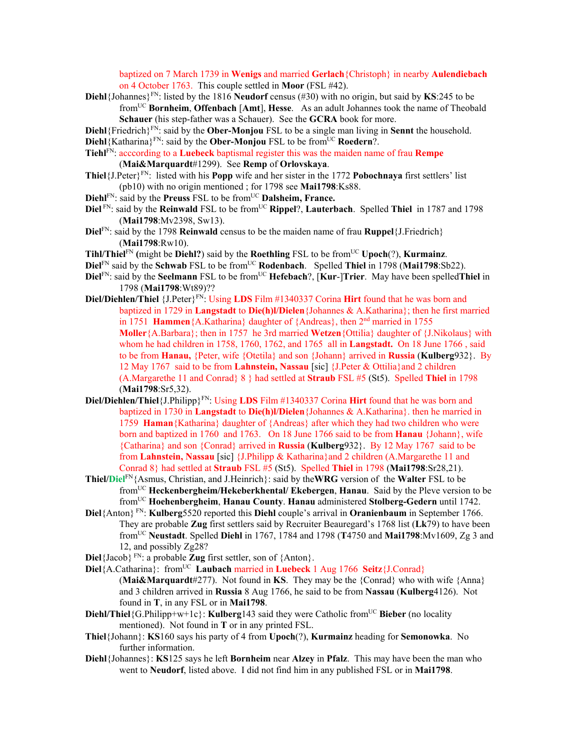baptized on 7 March 1739 in **Wenigs** and married **Gerlach**{Christoph} in nearby **Aulendiebach** on 4 October 1763. This couple settled in **Moor** (FSL #42).

**Diehl**{Johannes}[FN]: listed by the 1816 **Neudorf** census (#30) with no origin, but said by **KS**:245 to be from[UC] **Bornheim**, **Offenbach** [**Amt**], **Hesse**. As an adult Johannes took the name of Theobald **Schauer** (his step-father was a Schauer). See the **GCRA** book for more.

**Diehl**{Friedrich}[FN]: said by the **Ober-Monjou** FSL to be a single man living in **Sennt** the household.

**Diehl**{Katharina}[FN]: said by the **Ober-Monjou** FSL to be from[UC] **Roedern**?.

**Tiehl**[FN]: acccording to a **Luebeck** baptismal register this was the maiden name of frau **Rempe** (**Mai&Marquardt**#1299). See **Remp** of **Orlovskaya**.

**Thiel**{J.Peter}[FN]: listed with his **Popp** wife and her sister in the 1772 **Pobochnaya** first settlers' list (pb10) with no origin mentioned ; for 1798 see **Mai1798**:Ks88.

**Diehl**[FN]: said by the **Preuss** FSL to be from[UC] **Dalsheim, France.**

**Diel** [FN]: said by the **Reinwald** FSL to be from[UC] **Rippel**?, **Lauterbach**. Spelled **Thiel** in 1787 and 1798 (**Mai1798**:Mv2398, Sw13).

**Diel**[FN]: said by the 1798 **Reinwald** census to be the maiden name of frau **Ruppel**{J.Friedrich} (**Mai1798**:Rw10).

**Tihl/Thiel**[FN] **(**might be **Diehl?**) said by the **Roethling** FSL to be from[UC] **Upoch**(?), **Kurmainz**.

**Diel**[FN] said by the **Schwab** FSL to be from[UC] **Rodenbach**. Spelled **Thiel** in 1798 (**Mai1798**:Sb22).

**Diel**[FN]: said by the **Seelmann** FSL to be from[UC] **Hefebach**?, [**Kur**-]**Trier**. May have been spelled**Thiel** in 1798 (**Mai1798**:Wt89)??

**Diel/Diehlen/Thiel** {J.Peter}[FN]: Using **LDS** Film #1340337 Corina **Hirt** found that he was born and baptized in 1729 in **Langstadt** to **Die(h)l/Dielen**{Johannes & A.Katharina}; then he first married in 1751 **Hammen**{A.Katharina} daughter of {Andreas}, then 2[nd] married in 1755 **Moller**{A.Barbara}; then in 1757 he 3rd married **Wetzen**{Ottilia} daughter of {J.Nikolaus} with whom he had children in 1758, 1760, 1762, and 1765 all in **Langstadt.** On 18 June 1766 , said to be from **Hanau,** {Peter, wife {Otetila} and son {Johann} arrived in **Russia** (**Kulberg**932}. By 12 May 1767 said to be from **Lahnstein, Nassau** [sic] {J.Peter & Ottilia}and 2 children (A.Margarethe 11 and Conrad} 8 } had settled at **Straub** FSL #5 (St5). Spelled **Thiel** in 1798 (**Mai1798**:Sr5,32).

**Diel/Diehlen/Thiel**{J.Philipp}[FN]: Using **LDS** Film #1340337 Corina **Hirt** found that he was born and baptized in 1730 in **Langstadt** to **Die(h)l/Dielen**{Johannes & A.Katharina}. then he married in 1759 **Haman**{Katharina} daughter of {Andreas} after which they had two children who were born and baptized in 1760 and 1763. On 18 June 1766 said to be from **Hanau** {Johann}, wife {Catharina} and son {Conrad} arrived in **Russia** (**Kulberg**932}. By 12 May 1767 said to be from **Lahnstein, Nassau** [sic] {J.Philipp & Katharina}and 2 children (A.Margarethe 11 and Conrad 8} had settled at **Straub** FSL #5 (St5). Spelled **Thiel** in 1798 (**Mai1798**:Sr28,21).

**Thiel/Diel**[FN]{Asmus, Christian, and J.Heinrich}: said by the**WRG** version of the **Walter** FSL to be from[UC] **Heckenbergheim/Hekeberkhental/ Ekebergen**, **Hanau**. Said by the Pleve version to be from[UC] **Hoehenbergheim**, **Hanau County**. **Hanau** administered **Stolberg-Gedern** until 1742.

**Diel**{Anton} [FN]: **Kulberg**5520 reported this **Diehl** couple's arrival in **Oranienbaum** in September 1766. They are probable **Zug** first settlers said by Recruiter Beauregard's 1768 list (**Lk**79) to have been from[UC] **Neustadt**. Spelled **Diehl** in 1767, 1784 and 1798 (**T**4750 and **Mai1798**:Mv1609, Zg 3 and 12, and possibly Zg28?

**Diel**{Jacob} [FN]: a probable **Zug** first settler, son of {Anton}.

**Diel**{A.Catharina}: from[UC] **Laubach** married in **Luebeck** 1 Aug 1766 **Seitz**{J.Conrad} (**Mai&Marquardt**#277). Not found in **KS**. They may be the {Conrad} who with wife {Anna} and 3 children arrived in **Russia** 8 Aug 1766, he said to be from **Nassau** (**Kulberg**4126). Not found in **T**, in any FSL or in **Mai1798**.

**Diehl/Thiel**{G.Philipp+w+1c}: **Kulberg**143 said they were Catholic from[UC] **Bieber** (no locality mentioned). Not found in **T** or in any printed FSL.

**Thiel**{Johann}: **KS**160 says his party of 4 from **Upoch**(?), **Kurmainz** heading for **Semonowka**. No further information.

**Diehl**{Johannes}: **KS**125 says he left **Bornheim** near **Alzey** in **Pfalz**. This may have been the man who went to **Neudorf**, listed above. I did not find him in any published FSL or in **Mai1798**.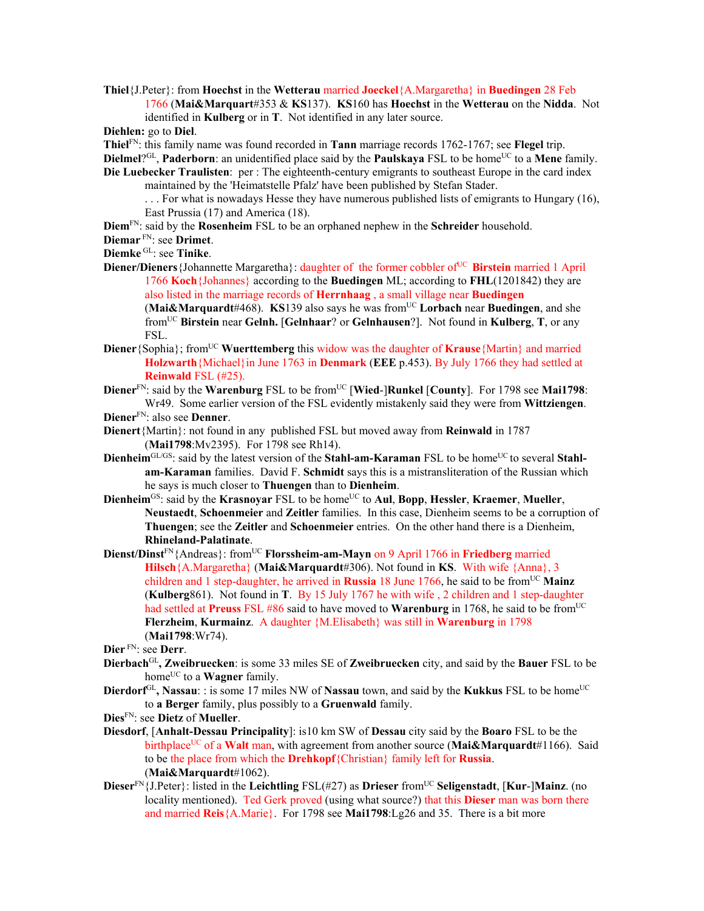**Thiel**{J.Peter}: from **Hoechst** in the **Wetterau** married **Joeckel**{A.Margaretha} in **Buedingen** 28 Feb 1766 (**Mai&Marquart**#353 & **KS**137). **KS**160 has **Hoechst** in the **Wetterau** on the **Nidda**. Not identified in **Kulberg** or in **T**. Not identified in any later source.

**Diehlen:** go to **Diel**.

**Thiel**[FN]: this family name was found recorded in **Tann** marriage records 1762-1767; see **Flegel** trip.

**Dielmel**?[GL], **Paderborn**: an unidentified place said by the **Paulskaya** FSL to be home[UC] to a **Mene** family.

**Die Luebecker Traulisten**: per : The eighteenth-century emigrants to southeast Europe in the card index maintained by the 'Heimatstelle Pfalz' have been published by Stefan Stader.

. . . For what is nowadays Hesse they have numerous published lists of emigrants to Hungary (16), East Prussia (17) and America (18).

**Diem**[FN]: said by the **Rosenheim** FSL to be an orphaned nephew in the **Schreider** household.

**Diemar** [FN]: see **Drimet**.

**Diemke** [GL]: see **Tinike**.

**Diener/Dieners**{Johannette Margaretha}: daughter of the former cobbler of[UC] **Birstein** married 1 April 1766 **Koch**{Johannes} according to the **Buedingen** ML; according to **FHL**(1201842) they are also listed in the marriage records of **Herrnhaag** , a small village near **Buedingen** (**Mai&Marquardt**#468). **KS**139 also says he was from[UC] **Lorbach** near **Buedingen**, and she from[UC] **Birstein** near **Gelnh.** [**Gelnhaar**? or **Gelnhausen**?]. Not found in **Kulberg**, **T**, or any FSL.

**Diener**{Sophia}; from[UC] **Wuerttemberg** this widow was the daughter of **Krause**{Martin} and married **Holzwarth**{Michael}in June 1763 in **Denmark** (**EEE** p.453). By July 1766 they had settled at **Reinwald** FSL (#25).

**Diener**[FN]: said by the **Warenburg** FSL to be from[UC] [**Wied**-]**Runkel** [**County**]. For 1798 see **Mai1798**: Wr49. Some earlier version of the FSL evidently mistakenly said they were from **Wittziengen**.

**Diener**[FN]: also see **Denner**.

**Dienert**{Martin}: not found in any published FSL but moved away from **Reinwald** in 1787 (**Mai1798**:Mv2395). For 1798 see Rh14).

**Dienheim**[GL/GS]: said by the latest version of the **Stahl-am-Karaman** FSL to be home[UC] to several **Stahl-am-Karaman** families. David F. **Schmidt** says this is a mistransliteration of the Russian which he says is much closer to **Thuengen** than to **Dienheim**.

**Dienheim**[GS]: said by the **Krasnoyar** FSL to be home[UC] to **Aul**, **Bopp**, **Hessler**, **Kraemer**, **Mueller**, **Neustaedt**, **Schoenmeier** and **Zeitler** families. In this case, Dienheim seems to be a corruption of **Thuengen**; see the **Zeitler** and **Schoenmeier** entries. On the other hand there is a Dienheim, **Rhineland-Palatinate**.

**Dienst/Dinst**[FN]{Andreas}: from[UC] **Florssheim-am-Mayn** on 9 April 1766 in **Friedberg** married **Hilsch**{A.Margaretha} (**Mai&Marquardt**#306). Not found in **KS**. With wife {Anna}, 3 children and 1 step-daughter, he arrived in **Russia** 18 June 1766, he said to be from[UC] **Mainz** (**Kulberg**861). Not found in **T**. By 15 July 1767 he with wife , 2 children and 1 step-daughter had settled at **Preuss** FSL #86 said to have moved to **Warenburg** in 1768, he said to be from[UC] **Flerzheim**, **Kurmainz**. A daughter {M.Elisabeth} was still in **Warenburg** in 1798 (**Mai1798**:Wr74).

**Dier** [FN]: see **Derr**.

**Dierbach**[GL]**, Zweibruecken**: is some 33 miles SE of **Zweibruecken** city, and said by the **Bauer** FSL to be home[UC] to a **Wagner** family.

**Dierdorf**[GL]**, Nassau**: : is some 17 miles NW of **Nassau** town, and said by the **Kukkus** FSL to be home[UC] to **a Berger** family, plus possibly to a **Gruenwald** family.

**Dies**[FN]: see **Dietz** of **Mueller**.

**Diesdorf**, [**Anhalt-Dessau Principality**]: is10 km SW of **Dessau** city said by the **Boaro** FSL to be the birthplace[UC] of a **Walt** man, with agreement from another source (**Mai&Marquardt**#1166). Said to be the place from which the **Drehkopf**{Christian} family left for **Russia**. (**Mai&Marquardt**#1062).

**Dieser**[FN]{J.Peter}: listed in the **Leichtling** FSL(#27) as **Drieser** from[UC] **Seligenstadt**, [**Kur**-]**Mainz**. (no locality mentioned). Ted Gerk proved (using what source?) that this **Dieser** man was born there and married **Reis**{A.Marie}. For 1798 see **Mai1798**:Lg26 and 35. There is a bit more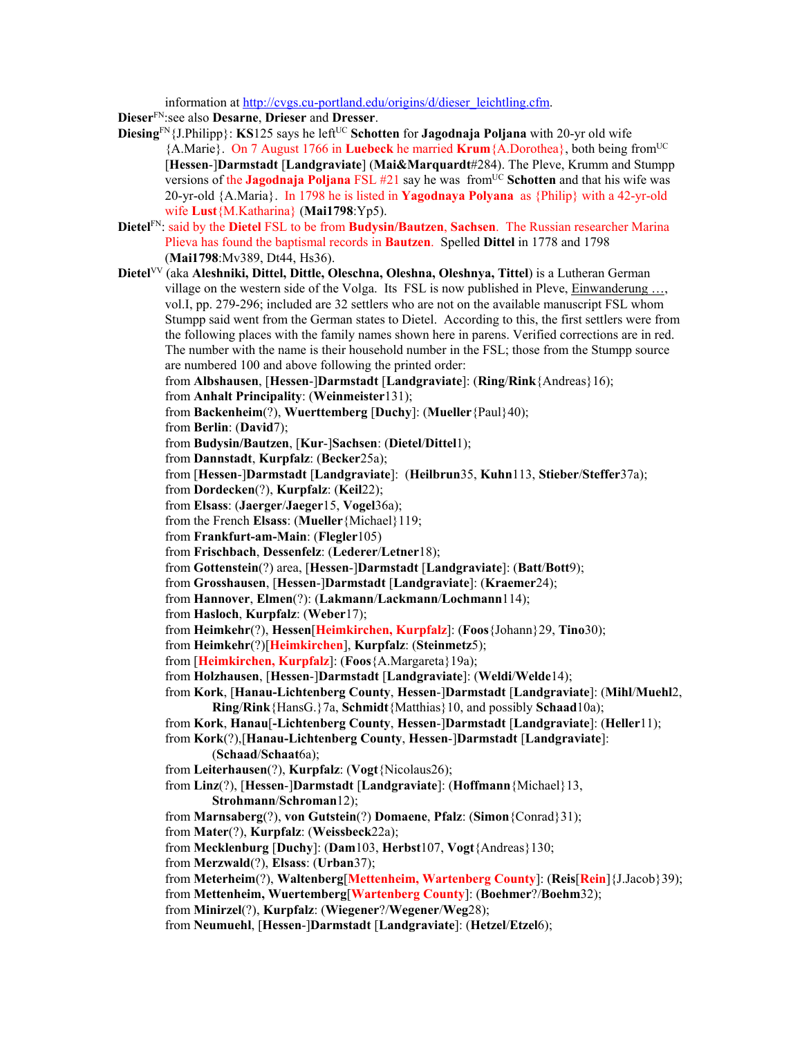information at http://cvgs.cu-portland.edu/origins/d/dieser_leichtling.cfm.

**Dieser**[FN]:see also **Desarne**, **Drieser** and **Dresser**.

**Diesing**[FN]{J.Philipp}: **KS**125 says he left[UC] **Schotten** for **Jagodnaja Poljana** with 20-yr old wife {A.Marie}. On 7 August 1766 in **Luebeck** he married **Krum**{A.Dorothea}, both being from[UC] [**Hessen**-]**Darmstadt** [**Landgraviate**] (**Mai&Marquardt**#284). The Pleve, Krumm and Stumpp versions of the **Jagodnaja Poljana** FSL #21 say he was from[UC] **Schotten** and that his wife was 20-yr-old {A.Maria}. In 1798 he is listed in **Yagodnaya Polyana** as {Philip} with a 42-yr-old wife **Lust**{M.Katharina} (**Mai1798**:Yp5).

**Dietel**[FN]: said by the **Dietel** FSL to be from **Budysin/Bautzen**, **Sachsen**. The Russian researcher Marina Plieva has found the baptismal records in **Bautzen**. Spelled **Dittel** in 1778 and 1798 (**Mai1798**:Mv389, Dt44, Hs36).

**Dietel**[VV] (aka **Aleshniki, Dittel, Dittle, Oleschna, Oleshna, Oleshnya, Tittel**) is a Lutheran German village on the western side of the Volga. Its FSL is now published in Pleve, Einwanderung …, vol.I, pp. 279-296; included are 32 settlers who are not on the available manuscript FSL whom Stumpp said went from the German states to Dietel. According to this, the first settlers were from the following places with the family names shown here in parens. Verified corrections are in red. The number with the name is their household number in the FSL; those from the Stumpp source are numbered 100 and above following the printed order:

from **Albshausen**, [**Hessen**-]**Darmstadt** [**Landgraviate**]: (**Ring**/**Rink**{Andreas}16);
from **Anhalt Principality**: (**Weinmeister**131);
from **Backenheim**(?), **Wuerttemberg** [**Duchy**]: (**Mueller**{Paul}40);
from **Berlin**: (**David**7);
from **Budysin/Bautzen**, [**Kur**-]**Sachsen**: (**Dietel**/**Dittel**1);
from **Dannstadt**, **Kurpfalz**: (**Becker**25a);
from [**Hessen**-]**Darmstadt** [**Landgraviate**]: (**Heilbrun**35, **Kuhn**113, **Stieber**/**Steffer**37a);
from **Dordecken**(?), **Kurpfalz**: (**Keil**22);
from **Elsass**: (**Jaerger**/**Jaeger**15, **Vogel**36a);
from the French **Elsass**: (**Mueller**{Michael}119;
from **Frankfurt-am-Main**: (**Flegler**105)
from **Frischbach**, **Dessenfelz**: (**Lederer**/**Letner**18);
from **Gottenstein**(?) area, [**Hessen**-]**Darmstadt** [**Landgraviate**]: (**Batt**/**Bott**9);
from **Grosshausen**, [**Hessen**-]**Darmstadt** [**Landgraviate**]: (**Kraemer**24);
from **Hannover**, **Elmen**(?): (**Lakmann**/**Lackmann**/**Lochmann**114);
from **Hasloch**, **Kurpfalz**: (**Weber**17);
from **Heimkehr**(?), **Hessen**[**Heimkirchen, Kurpfalz**]: (**Foos**{Johann}29, **Tino**30);
from **Heimkehr**(?)[**Heimkirchen**], **Kurpfalz**: (**Steinmetz**5);
from [**Heimkirchen, Kurpfalz**]: (**Foos**{A.Margareta}19a);
from **Holzhausen**, [**Hessen**-]**Darmstadt** [**Landgraviate**]: (**Weldi**/**Welde**14);
from **Kork**, [**Hanau-Lichtenberg County**, **Hessen**-]**Darmstadt** [**Landgraviate**]: (**Mihl**/**Muehl**2, **Ring**/**Rink**{HansG.}7a, **Schmidt**{Matthias}10, and possibly **Schaad**10a);
from **Kork**, **Hanau**[**-Lichtenberg County**, **Hessen**-]**Darmstadt** [**Landgraviate**]: (**Heller**11);
from **Kork**(?),[**Hanau-Lichtenberg County**, **Hessen**-]**Darmstadt** [**Landgraviate**]: (**Schaad**/**Schaat**6a);
from **Leiterhausen**(?), **Kurpfalz**: (**Vogt**{Nicolaus26);
from **Linz**(?), [**Hessen**-]**Darmstadt** [**Landgraviate**]: (**Hoffmann**{Michael}13, **Strohmann**/**Schroman**12);
from **Marnsaberg**(?), **von Gutstein**(?) **Domaene**, **Pfalz**: (**Simon**{Conrad}31);
from **Mater**(?), **Kurpfalz**: (**Weissbeck**22a);
from **Mecklenburg** [**Duchy**]: (**Dam**103, **Herbst**107, **Vogt**{Andreas}130;
from **Merzwald**(?), **Elsass**: (**Urban**37);
from **Meterheim**(?), **Waltenberg**[**Mettenheim, Wartenberg County**]: (**Reis**[**Rein**]{J.Jacob}39);
from **Mettenheim, Wuertemberg**[**Wartenberg County**]: (**Boehmer**?/**Boehm**32);
from **Minirzel**(?), **Kurpfalz**: (**Wiegener**?/**Wegener**/**Weg**28);
from **Neumuehl**, [**Hessen**-]**Darmstadt** [**Landgraviate**]: (**Hetzel**/**Etzel**6);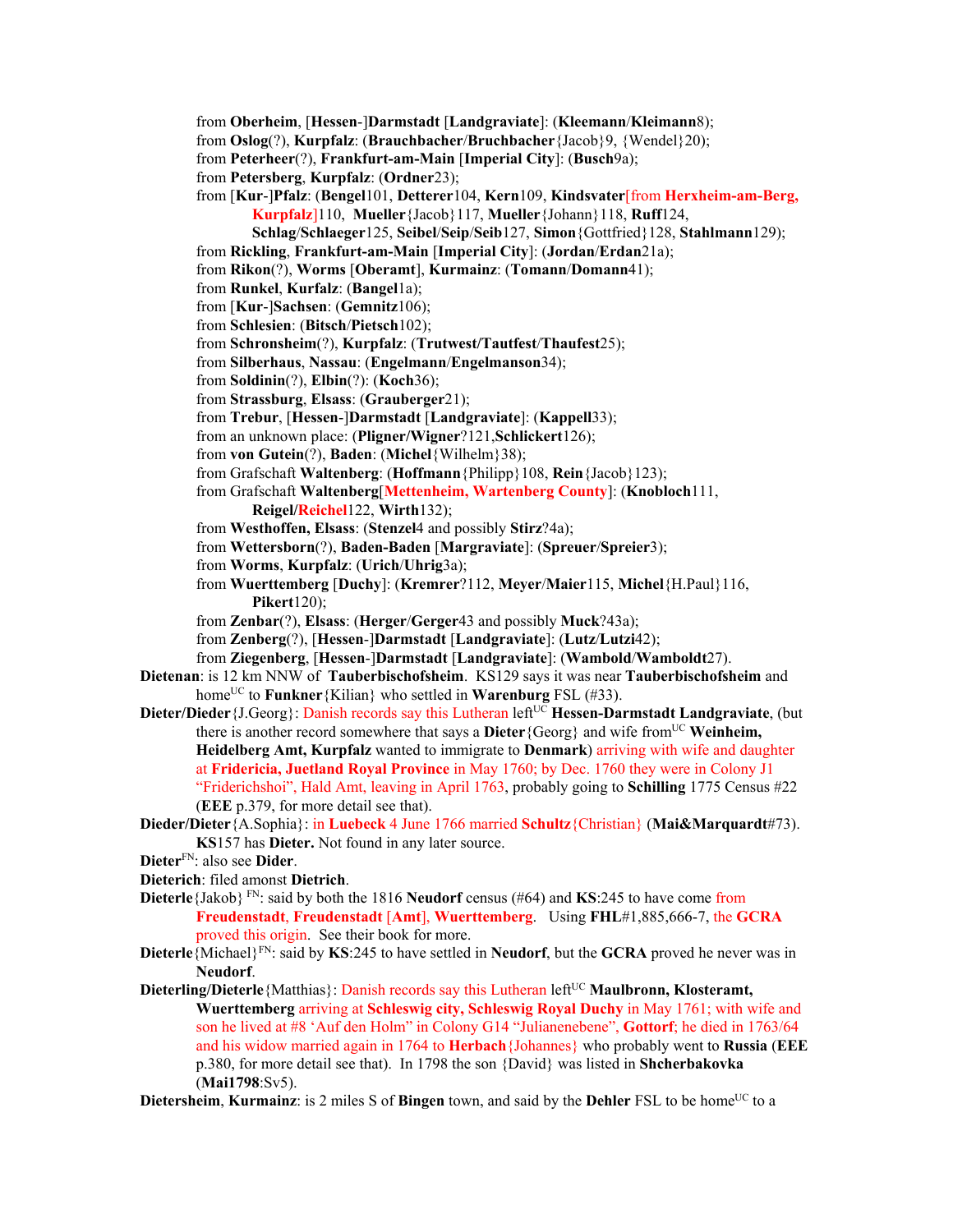from **Oberheim**, [**Hessen**-]**Darmstadt** [**Landgraviate**]: (**Kleemann**/**Kleimann**8);
from **Oslog**(?), **Kurpfalz**: (**Brauchbacher**/**Bruchbacher**{Jacob}9, {Wendel}20);
from **Peterheer**(?), **Frankfurt-am-Main** [**Imperial City**]: (**Busch**9a);
from **Petersberg**, **Kurpfalz**: (**Ordner**23);
from [**Kur**-]**Pfalz**: (**Bengel**101, **Detterer**104, **Kern**109, **Kindsvater**[from **Herxheim-am-Berg, Kurpfalz**]110, **Mueller**{Jacob}117, **Mueller**{Johann}118, **Ruff**124, **Schlag**/**Schlaeger**125, **Seibel**/**Seip**/**Seib**127, **Simon**{Gottfried}128, **Stahlmann**129);
from **Rickling**, **Frankfurt-am-Main** [**Imperial City**]: (**Jordan**/**Erdan**21a);
from **Rikon**(?), **Worms** [**Oberamt**], **Kurmainz**: (**Tomann**/**Domann**41);
from **Runkel**, **Kurfalz**: (**Bangel**1a);
from [**Kur**-]**Sachsen**: (**Gemnitz**106);
from **Schlesien**: (**Bitsch**/**Pietsch**102);
from **Schronsheim**(?), **Kurpfalz**: (**Trutwest/Tautfest**/**Thaufest**25);
from **Silberhaus**, **Nassau**: (**Engelmann**/**Engelmanson**34);
from **Soldinin**(?), **Elbin**(?): (**Koch**36);
from **Strassburg**, **Elsass**: (**Grauberger**21);
from **Trebur**, [**Hessen**-]**Darmstadt** [**Landgraviate**]: (**Kappell**33);
from an unknown place: (**Pligner/Wigner**?121,**Schlickert**126);
from **von Gutein**(?), **Baden**: (**Michel**{Wilhelm}38);
from Grafschaft **Waltenberg**: (**Hoffmann**{Philipp}108, **Rein**{Jacob}123);
from Grafschaft **Waltenberg**[**Mettenheim, Wartenberg County**]: (**Knobloch**111, **Reigel**/**Reichel**122, **Wirth**132);
from **Westhoffen, Elsass**: (**Stenzel**4 and possibly **Stirz**?4a);
from **Wettersborn**(?), **Baden-Baden** [**Margraviate**]: (**Spreuer**/**Spreier**3);
from **Worms**, **Kurpfalz**: (**Urich**/**Uhrig**3a);
from **Wuerttemberg** [**Duchy**]: (**Kremrer**?112, **Meyer**/**Maier**115, **Michel**{H.Paul}116, **Pikert**120);
from **Zenbar**(?), **Elsass**: (**Herger**/**Gerger**43 and possibly **Muck**?43a);
from **Zenberg**(?), [**Hessen**-]**Darmstadt** [**Landgraviate**]: (**Lutz**/**Lutzi**42);
from **Ziegenberg**, [**Hessen**-]**Darmstadt** [**Landgraviate**]: (**Wambold**/**Wamboldt**27).

**Dietenan**: is 12 km NNW of **Tauberbischofsheim**. KS129 says it was near **Tauberbischofsheim** and home[UC] to **Funkner**{Kilian} who settled in **Warenburg** FSL (#33).

**Dieter/Dieder**{J.Georg}: Danish records say this Lutheran left[UC] **Hessen-Darmstadt Landgraviate**, (but there is another record somewhere that says a **Dieter**{Georg} and wife from[UC] **Weinheim, Heidelberg Amt, Kurpfalz** wanted to immigrate to **Denmark**) arriving with wife and daughter at **Fridericia, Juetland Royal Province** in May 1760; by Dec. 1760 they were in Colony J1 "Friderichshoi", Hald Amt, leaving in April 1763, probably going to **Schilling** 1775 Census #22 (**EEE** p.379, for more detail see that).

**Dieder/Dieter**{A.Sophia}: in **Luebeck** 4 June 1766 married **Schultz**{Christian} (**Mai&Marquardt**#73). **KS**157 has **Dieter.** Not found in any later source.

**Dieter**[FN]: also see **Dider**.

**Dieterich**: filed amonst **Dietrich**.

**Dieterle**{Jakob} [FN]: said by both the 1816 **Neudorf** census (#64) and **KS**:245 to have come from **Freudenstadt**, **Freudenstadt** [**Amt**], **Wuerttemberg**. Using **FHL**#1,885,666-7, the **GCRA** proved this origin. See their book for more.

**Dieterle**{Michael}[FN]: said by **KS**:245 to have settled in **Neudorf**, but the **GCRA** proved he never was in **Neudorf**.

**Dieterling/Dieterle**{Matthias}: Danish records say this Lutheran left[UC] **Maulbronn, Klosteramt, Wuerttemberg** arriving at **Schleswig city, Schleswig Royal Duchy** in May 1761; with wife and son he lived at #8 'Auf den Holm" in Colony G14 "Julianenebene", **Gottorf**; he died in 1763/64 and his widow married again in 1764 to **Herbach**{Johannes} who probably went to **Russia** (**EEE** p.380, for more detail see that). In 1798 the son {David} was listed in **Shcherbakovka** (**Mai1798**:Sv5).

**Dietersheim**, **Kurmainz**: is 2 miles S of **Bingen** town, and said by the **Dehler** FSL to be home[UC] to a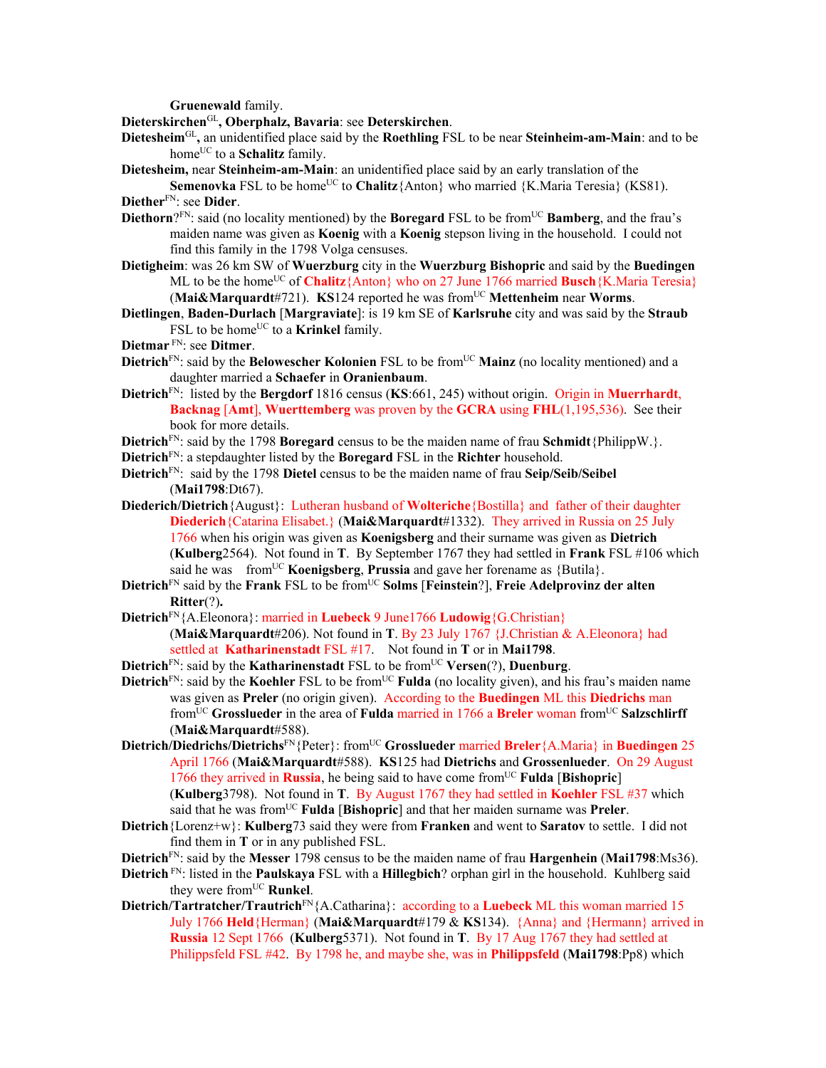**Gruenewald** family.

**Dieterskirchen**[GL]**, Oberphalz, Bavaria**: see **Deterskirchen**.

**Dietesheim**[GL]**,** an unidentified place said by the **Roethling** FSL to be near **Steinheim-am-Main**: and to be home[UC] to a **Schalitz** family.

**Dietesheim,** near **Steinheim-am-Main**: an unidentified place said by an early translation of the **Semenovka** FSL to be home[UC] to **Chalitz**{Anton} who married {K.Maria Teresia} (KS81).

**Diether**[FN]: see **Dider**.

**Diethorn**?[FN]: said (no locality mentioned) by the **Boregard** FSL to be from[UC] **Bamberg**, and the frau's maiden name was given as **Koenig** with a **Koenig** stepson living in the household. I could not find this family in the 1798 Volga censuses.

**Dietigheim**: was 26 km SW of **Wuerzburg** city in the **Wuerzburg Bishopric** and said by the **Buedingen** ML to be the home[UC] of **Chalitz**{Anton} who on 27 June 1766 married **Busch**{K.Maria Teresia} (**Mai&Marquardt**#721). **KS**124 reported he was from[UC] **Mettenheim** near **Worms**.

**Dietlingen**, **Baden-Durlach** [**Margraviate**]: is 19 km SE of **Karlsruhe** city and was said by the **Straub** FSL to be home[UC] to a **Krinkel** family.

**Dietmar** [FN]: see **Ditmer**.

**Dietrich**[FN]: said by the **Belowescher Kolonien** FSL to be from[UC] **Mainz** (no locality mentioned) and a daughter married a **Schaefer** in **Oranienbaum**.

**Dietrich**[FN]: listed by the **Bergdorf** 1816 census (**KS**:661, 245) without origin. Origin in **Muerrhardt**, **Backnag** [**Amt**], **Wuerttemberg** was proven by the **GCRA** using **FHL**(1,195,536). See their book for more details.

**Dietrich**[FN]: said by the 1798 **Boregard** census to be the maiden name of frau **Schmidt**{PhilippW.}.

**Dietrich**[FN]: a stepdaughter listed by the **Boregard** FSL in the **Richter** household.

**Dietrich**[FN]: said by the 1798 **Dietel** census to be the maiden name of frau **Seip/Seib/Seibel** (**Mai1798**:Dt67).

**Diederich/Dietrich**{August}: Lutheran husband of **Wolteriche**{Bostilla} and father of their daughter **Diederich**{Catarina Elisabet.} (**Mai&Marquardt**#1332). They arrived in Russia on 25 July 1766 when his origin was given as **Koenigsberg** and their surname was given as **Dietrich** (**Kulberg**2564). Not found in **T**. By September 1767 they had settled in **Frank** FSL #106 which said he was from[UC] **Koenigsberg**, **Prussia** and gave her forename as {Butila}.

**Dietrich**[FN] said by the **Frank** FSL to be from[UC] **Solms** [**Feinstein**?], **Freie Adelprovinz der alten Ritter**(?)**.**

**Dietrich**[FN]{A.Eleonora}: married in **Luebeck** 9 June1766 **Ludowig**{G.Christian} (**Mai&Marquardt**#206). Not found in **T**. By 23 July 1767 {J.Christian & A.Eleonora} had settled at **Katharinenstadt** FSL #17. Not found in **T** or in **Mai1798**.

**Dietrich**[FN]: said by the **Katharinenstadt** FSL to be from[UC] **Versen**(?), **Duenburg**.

**Dietrich**[FN]: said by the **Koehler** FSL to be from[UC] **Fulda** (no locality given), and his frau's maiden name was given as **Preler** (no origin given). According to the **Buedingen** ML this **Diedrichs** man from[UC] **Grosslueder** in the area of **Fulda** married in 1766 a **Breler** woman from[UC] **Salzschlirff** (**Mai&Marquardt**#588).

**Dietrich/Diedrichs/Dietrichs**[FN]{Peter}: from[UC] **Grosslueder** married **Breler**{A.Maria} in **Buedingen** 25 April 1766 (**Mai&Marquardt**#588). **KS**125 had **Dietrichs** and **Grossenlueder**. On 29 August 1766 they arrived in **Russia**, he being said to have come from[UC] **Fulda** [**Bishopric**] (**Kulberg**3798). Not found in **T**. By August 1767 they had settled in **Koehler** FSL #37 which said that he was from[UC] **Fulda** [**Bishopric**] and that her maiden surname was **Preler**.

**Dietrich**{Lorenz+w}: **Kulberg**73 said they were from **Franken** and went to **Saratov** to settle. I did not find them in **T** or in any published FSL.

**Dietrich**[FN]: said by the **Messer** 1798 census to be the maiden name of frau **Hargenhein** (**Mai1798**:Ms36).

**Dietrich** [FN]: listed in the **Paulskaya** FSL with a **Hillegbich**? orphan girl in the household. Kuhlberg said they were from[UC] **Runkel**.

**Dietrich/Tartratcher/Trautrich**[FN]{A.Catharina}: according to a **Luebeck** ML this woman married 15 July 1766 **Held**{Herman} (**Mai&Marquardt**#179 & **KS**134). {Anna} and {Hermann} arrived in **Russia** 12 Sept 1766 (**Kulberg**5371). Not found in **T**. By 17 Aug 1767 they had settled at Philippsfeld FSL #42. By 1798 he, and maybe she, was in **Philippsfeld** (**Mai1798**:Pp8) which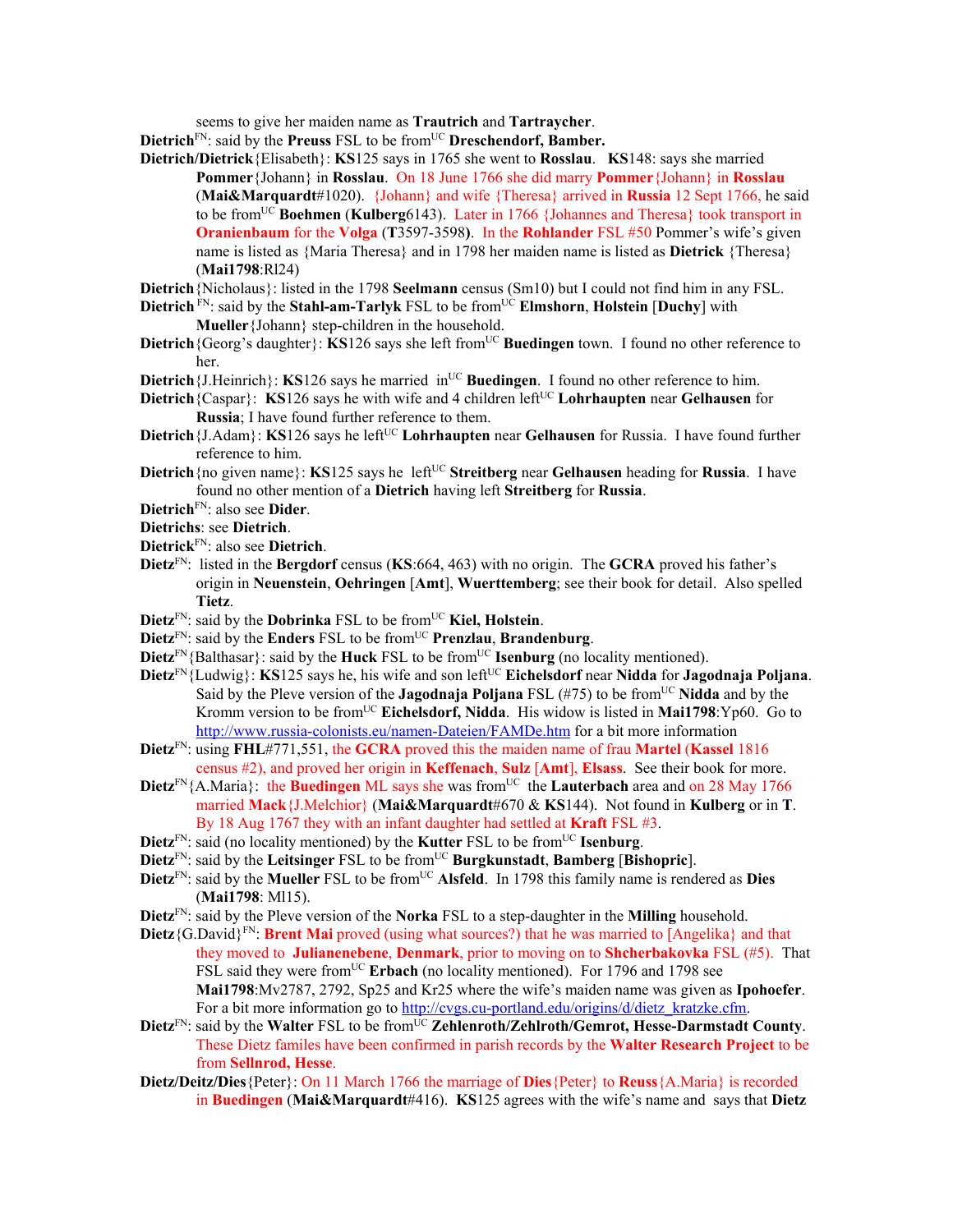seems to give her maiden name as **Trautrich** and **Tartraycher**.

**Dietrich**[FN]: said by the **Preuss** FSL to be from[UC] **Dreschendorf, Bamber.**

**Dietrich/Dietrick**{Elisabeth}: **KS**125 says in 1765 she went to **Rosslau**. **KS**148: says she married **Pommer**{Johann} in **Rosslau**. On 18 June 1766 she did marry **Pommer**{Johann} in **Rosslau** (**Mai&Marquardt**#1020). {Johann} and wife {Theresa} arrived in **Russia** 12 Sept 1766, he said to be from[UC] **Boehmen** (**Kulberg**6143). Later in 1766 {Johannes and Theresa} took transport in **Oranienbaum** for the **Volga** (**T**3597-3598**)**. In the **Rohlander** FSL #50 Pommer's wife's given name is listed as {Maria Theresa} and in 1798 her maiden name is listed as **Dietrick** {Theresa} (**Mai1798**:Rl24)

**Dietrich**{Nicholaus}: listed in the 1798 **Seelmann** census (Sm10) but I could not find him in any FSL.

**Dietrich** [FN]: said by the **Stahl-am-Tarlyk** FSL to be from[UC] **Elmshorn**, **Holstein** [**Duchy**] with **Mueller**{Johann} step-children in the household.

**Dietrich**{Georg's daughter}: **KS**126 says she left from[UC] **Buedingen** town. I found no other reference to her.

**Dietrich**{J.Heinrich}: **KS**126 says he married in[UC] **Buedingen**. I found no other reference to him.

**Dietrich**{Caspar}: **KS**126 says he with wife and 4 children left[UC] **Lohrhaupten** near **Gelhausen** for **Russia**; I have found further reference to them.

**Dietrich**{J.Adam}: **KS**126 says he left[UC] **Lohrhaupten** near **Gelhausen** for Russia. I have found further reference to him.

**Dietrich**{no given name}: **KS**125 says he left[UC] **Streitberg** near **Gelhausen** heading for **Russia**. I have found no other mention of a **Dietrich** having left **Streitberg** for **Russia**.

**Dietrich**[FN]: also see **Dider**.

**Dietrichs**: see **Dietrich**.

**Dietrick**[FN]: also see **Dietrich**.

**Dietz**[FN]: listed in the **Bergdorf** census (**KS**:664, 463) with no origin. The **GCRA** proved his father's origin in **Neuenstein**, **Oehringen** [**Amt**], **Wuerttemberg**; see their book for detail. Also spelled **Tietz**.

**Dietz**[FN]: said by the **Dobrinka** FSL to be from[UC] **Kiel, Holstein**.

**Dietz**[FN]: said by the **Enders** FSL to be from[UC] **Prenzlau**, **Brandenburg**.

**Dietz**[FN]{Balthasar}: said by the **Huck** FSL to be from[UC] **Isenburg** (no locality mentioned).

**Dietz**[FN]{Ludwig}: **KS**125 says he, his wife and son left[UC] **Eichelsdorf** near **Nidda** for **Jagodnaja Poljana**. Said by the Pleve version of the **Jagodnaja Poljana** FSL (#75) to be from[UC] **Nidda** and by the Kromm version to be from[UC] **Eichelsdorf, Nidda**. His widow is listed in **Mai1798**:Yp60. Go to http://www.russia-colonists.eu/namen-Dateien/FAMDe.htm for a bit more information

**Dietz**[FN]: using **FHL**#771,551, the **GCRA** proved this the maiden name of frau **Martel** (**Kassel** 1816 census #2), and proved her origin in **Keffenach**, **Sulz** [**Amt**], **Elsass**. See their book for more.

**Dietz**[FN]{A.Maria}: the **Buedingen** ML says she was from[UC] the **Lauterbach** area and on 28 May 1766 married **Mack**{J.Melchior} (**Mai&Marquardt**#670 & **KS**144). Not found in **Kulberg** or in **T**. By 18 Aug 1767 they with an infant daughter had settled at **Kraft** FSL #3.

**Dietz**[FN]: said (no locality mentioned) by the **Kutter** FSL to be from[UC] **Isenburg**.

**Dietz**[FN]: said by the **Leitsinger** FSL to be from[UC] **Burgkunstadt**, **Bamberg** [**Bishopric**].

**Dietz**[FN]: said by the **Mueller** FSL to be from[UC] **Alsfeld**. In 1798 this family name is rendered as **Dies** (**Mai1798**: Ml15).

**Dietz**[FN]: said by the Pleve version of the **Norka** FSL to a step-daughter in the **Milling** household.

**Dietz**{G.David}[FN]: **Brent Mai** proved (using what sources?) that he was married to [Angelika} and that they moved to **Julianenebene**, **Denmark**, prior to moving on to **Shcherbakovka** FSL (#5). That FSL said they were from[UC] **Erbach** (no locality mentioned). For 1796 and 1798 see **Mai1798**:Mv2787, 2792, Sp25 and Kr25 where the wife's maiden name was given as **Ipohoefer**. For a bit more information go to http://cvgs.cu-portland.edu/origins/d/dietz_kratzke.cfm.

**Dietz**[FN]: said by the **Walter** FSL to be from[UC] **Zehlenroth/Zehlroth/Gemrot, Hesse-Darmstadt County**. These Dietz familes have been confirmed in parish records by the **Walter Research Project** to be from **Sellnrod, Hesse**.

**Dietz/Deitz/Dies**{Peter}: On 11 March 1766 the marriage of **Dies**{Peter} to **Reuss**{A.Maria} is recorded in **Buedingen** (**Mai&Marquardt**#416). **KS**125 agrees with the wife's name and says that **Dietz**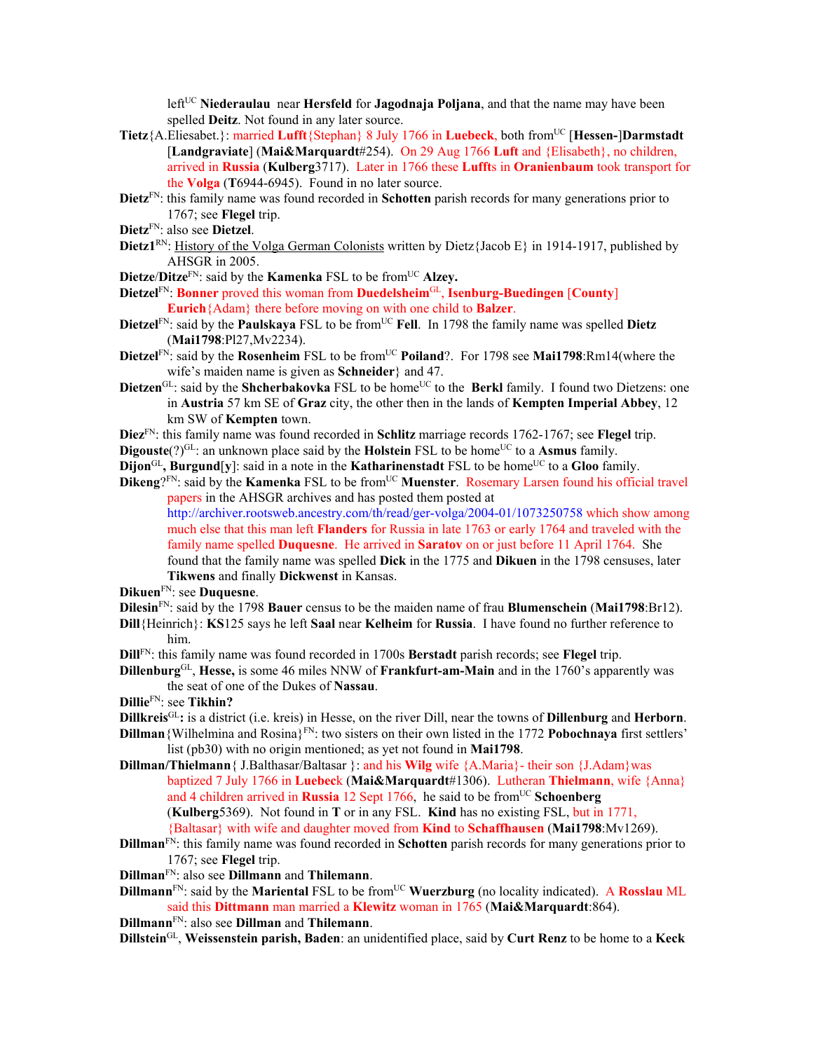left[UC] **Niederaulau** near **Hersfeld** for **Jagodnaja Poljana**, and that the name may have been spelled **Deitz**. Not found in any later source.

**Tietz**{A.Eliesabet.}: married **Lufft**{Stephan} 8 July 1766 in **Luebeck**, both from[UC] [**Hessen-**]**Darmstadt** [**Landgraviate**] (**Mai&Marquardt**#254). On 29 Aug 1766 **Luft** and {Elisabeth}, no children, arrived in **Russia** (**Kulberg**3717). Later in 1766 these **Lufft**s in **Oranienbaum** took transport for the **Volga** (**T**6944-6945). Found in no later source.

**Dietz**[FN]: this family name was found recorded in **Schotten** parish records for many generations prior to 1767; see **Flegel** trip.

**Dietz**[FN]: also see **Dietzel**.

**Dietz1**[RN]: History of the Volga German Colonists written by Dietz{Jacob E} in 1914-1917, published by AHSGR in 2005.

**Dietze**/**Ditze**[FN]: said by the **Kamenka** FSL to be from[UC] **Alzey.**

**Dietzel**[FN]: **Bonner** proved this woman from **Duedelsheim**[GL], **Isenburg-Buedingen** [**County**] **Eurich**{Adam} there before moving on with one child to **Balzer**.

**Dietzel**[FN]: said by the **Paulskaya** FSL to be from[UC] **Fell**. In 1798 the family name was spelled **Dietz** (**Mai1798**:Pl27,Mv2234).

**Dietzel**[FN]: said by the **Rosenheim** FSL to be from[UC] **Poiland**?. For 1798 see **Mai1798**:Rm14(where the wife's maiden name is given as **Schneider**} and 47.

**Dietzen**[GL]: said by the **Shcherbakovka** FSL to be home[UC] to the **Berkl** family. I found two Dietzens: one in **Austria** 57 km SE of **Graz** city, the other then in the lands of **Kempten Imperial Abbey**, 12 km SW of **Kempten** town.

**Diez**[FN]: this family name was found recorded in **Schlitz** marriage records 1762-1767; see **Flegel** trip.

**Digouste**(?)[GL]: an unknown place said by the **Holstein** FSL to be home[UC] to a **Asmus** family.

**Dijon**[GL]**, Burgund**[**y**]: said in a note in the **Katharinenstadt** FSL to be home[UC] to a **Gloo** family.

**Dikeng**?[FN]: said by the **Kamenka** FSL to be from[UC] **Muenster**. Rosemary Larsen found his official travel papers in the AHSGR archives and has posted them posted at http://archiver.rootsweb.ancestry.com/th/read/ger-volga/2004-01/1073250758 which show among much else that this man left **Flanders** for Russia in late 1763 or early 1764 and traveled with the family name spelled **Duquesne**. He arrived in **Saratov** on or just before 11 April 1764. She found that the family name was spelled **Dick** in the 1775 and **Dikuen** in the 1798 censuses, later **Tikwens** and finally **Dickwenst** in Kansas.

**Dikuen**[FN]: see **Duquesne**.

**Dilesin**[FN]: said by the 1798 **Bauer** census to be the maiden name of frau **Blumenschein** (**Mai1798**:Br12).

**Dill**{Heinrich}: **KS**125 says he left **Saal** near **Kelheim** for **Russia**. I have found no further reference to him.

**Dill**[FN]: this family name was found recorded in 1700s **Berstadt** parish records; see **Flegel** trip.

**Dillenburg**[GL], **Hesse,** is some 46 miles NNW of **Frankfurt-am-Main** and in the 1760's apparently was the seat of one of the Dukes of **Nassau**.

**Dillie**[FN]: see **Tikhin?**

**Dillkreis**[GL]**:** is a district (i.e. kreis) in Hesse, on the river Dill, near the towns of **Dillenburg** and **Herborn**.

**Dillman**{Wilhelmina and Rosina}[FN]: two sisters on their own listed in the 1772 **Pobochnaya** first settlers' list (pb30) with no origin mentioned; as yet not found in **Mai1798**.

**Dillman/Thielmann**{ J.Balthasar/Baltasar }: and his **Wilg** wife {A.Maria}- their son {J.Adam}was baptized 7 July 1766 in **Luebeck** (**Mai&Marquardt**#1306). Lutheran **Thielmann**, wife {Anna} and 4 children arrived in **Russia** 12 Sept 1766, he said to be from[UC] **Schoenberg** (**Kulberg**5369). Not found in **T** or in any FSL. **Kind** has no existing FSL, but in 1771, {Baltasar} with wife and daughter moved from **Kind** to **Schaffhausen** (**Mai1798**:Mv1269).

**Dillman**[FN]: this family name was found recorded in **Schotten** parish records for many generations prior to 1767; see **Flegel** trip.

**Dillman**[FN]: also see **Dillmann** and **Thilemann**.

**Dillmann**[FN]: said by the **Mariental** FSL to be from[UC] **Wuerzburg** (no locality indicated). A **Rosslau** ML said this **Dittmann** man married a **Klewitz** woman in 1765 (**Mai&Marquardt**:864).

**Dillmann**[FN]: also see **Dillman** and **Thilemann**.

**Dillstein**[GL], **Weissenstein parish, Baden**: an unidentified place, said by **Curt Renz** to be home to a **Keck**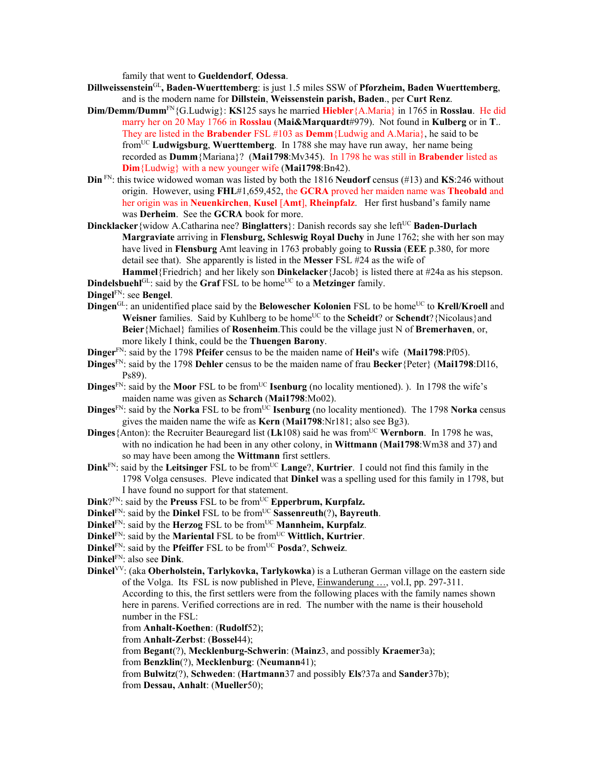family that went to **Gueldendorf**, **Odessa**.

**Dillweissenstein**[GL]**, Baden-Wuerttemberg**: is just 1.5 miles SSW of **Pforzheim, Baden Wuerttemberg**, and is the modern name for **Dillstein**, **Weissenstein parish, Baden**., per **Curt Renz**.

**Dim/Demm/Dumm**[FN]{G.Ludwig}: **KS**125 says he married **Hiebler**{A.Maria} in 1765 in **Rosslau**. He did marry her on 20 May 1766 in **Rosslau** (**Mai&Marquardt**#979). Not found in **Kulberg** or in **T**.. They are listed in the **Brabender** FSL #103 as **Demm**{Ludwig and A.Maria}, he said to be from[UC] **Ludwigsburg**, **Wuerttemberg**. In 1788 she may have run away, her name being recorded as **Dumm**{Mariana}? (**Mai1798**:Mv345). In 1798 he was still in **Brabender** listed as **Dim**{Ludwig} with a new younger wife (**Mai1798**:Bn42).

**Din** [FN]: this twice widowed woman was listed by both the 1816 **Neudorf** census (#13) and **KS**:246 without origin. However, using **FHL**#1,659,452, the **GCRA** proved her maiden name was **Theobald** and her origin was in **Neuenkirchen**, **Kusel** [**Amt**], **Rheinpfalz**. Her first husband's family name was **Derheim**. See the **GCRA** book for more.

**Dincklacker**{widow A.Catharina nee? **Binglatters**}: Danish records say she left[UC] **Baden-Durlach Margraviate** arriving in **Flensburg, Schleswig Royal Duchy** in June 1762; she with her son may have lived in **Flensburg** Amt leaving in 1763 probably going to **Russia** (**EEE** p.380, for more detail see that). She apparently is listed in the **Messer** FSL #24 as the wife of **Hammel**{Friedrich} and her likely son **Dinkelacker**{Jacob} is listed there at #24a as his stepson.

**Dindelsbuehl**[GL]: said by the **Graf** FSL to be home[UC] to a **Metzinger** family.

**Dingel**[FN]: see **Bengel**.

**Dingen**[GL]: an unidentified place said by the **Belowescher Kolonien** FSL to be home[UC] to **Krell/Kroell** and **Weisner** families. Said by Kuhlberg to be home[UC] to the **Scheidt**? or **Schendt**?{Nicolaus}and **Beier**{Michael} families of **Rosenheim**.This could be the village just N of **Bremerhaven**, or, more likely I think, could be the **Thuengen Barony**.

**Dinger**[FN]: said by the 1798 **Pfeifer** census to be the maiden name of **Heil'**s wife (**Mai1798**:Pf05).

**Dinges**[FN]: said by the 1798 **Dehler** census to be the maiden name of frau **Becker**{Peter} (**Mai1798**:Dl16, Ps89).

**Dinges**[FN]: said by the **Moor** FSL to be from[UC] **Isenburg** (no locality mentioned). ). In 1798 the wife's maiden name was given as **Scharch** (**Mai1798**:Mo02).

**Dinges**[FN]: said by the **Norka** FSL to be from[UC] **Isenburg** (no locality mentioned). The 1798 **Norka** census gives the maiden name the wife as **Kern** (**Mai1798**:Nr181; also see Bg3).

**Dinges**{Anton): the Recruiter Beauregard list (**Lk**108) said he was from[UC] **Wernborn**. In 1798 he was, with no indication he had been in any other colony, in **Wittmann** (**Mai1798**:Wm38 and 37) and so may have been among the **Wittmann** first settlers.

**Dink**[FN]: said by the **Leitsinger** FSL to be from[UC] **Lange**?, **Kurtrier**. I could not find this family in the 1798 Volga censuses. Pleve indicated that **Dinkel** was a spelling used for this family in 1798, but I have found no support for that statement.

**Dink**?[FN]: said by the **Preuss** FSL to be from[UC] **Epperbrum, Kurpfalz.**

**Dinkel**[FN]: said by the **Dinkel** FSL to be from[UC] **Sassenreuth**(?)**, Bayreuth**.

**Dinkel**[FN]: said by the **Herzog** FSL to be from[UC] **Mannheim, Kurpfalz**.

**Dinkel**[FN]: said by the **Mariental** FSL to be from[UC] **Wittlich, Kurtrier**.

**Dinkel**[FN]: said by the **Pfeiffer** FSL to be from[UC] **Posda**?, **Schweiz**.

**Dinkel**[FN]: also see **Dink**.

**Dinkel**[VV]: (aka **Oberholstein, Tarlykovka, Tarlykowka**) is a Lutheran German village on the eastern side of the Volga. Its FSL is now published in Pleve, Einwanderung …, vol.I, pp. 297-311. According to this, the first settlers were from the following places with the family names shown here in parens. Verified corrections are in red. The number with the name is their household number in the FSL:

from **Anhalt-Koethen**: (**Rudolf**52);
from **Anhalt-Zerbst**: (**Bossel**44);
from **Begant**(?), **Mecklenburg-Schwerin**: (**Mainz**3, and possibly **Kraemer**3a);
from **Benzklin**(?), **Mecklenburg**: (**Neumann**41);
from **Bulwitz**(?), **Schweden**: (**Hartmann**37 and possibly **Els**?37a and **Sander**37b);
from **Dessau, Anhalt**: (**Mueller**50);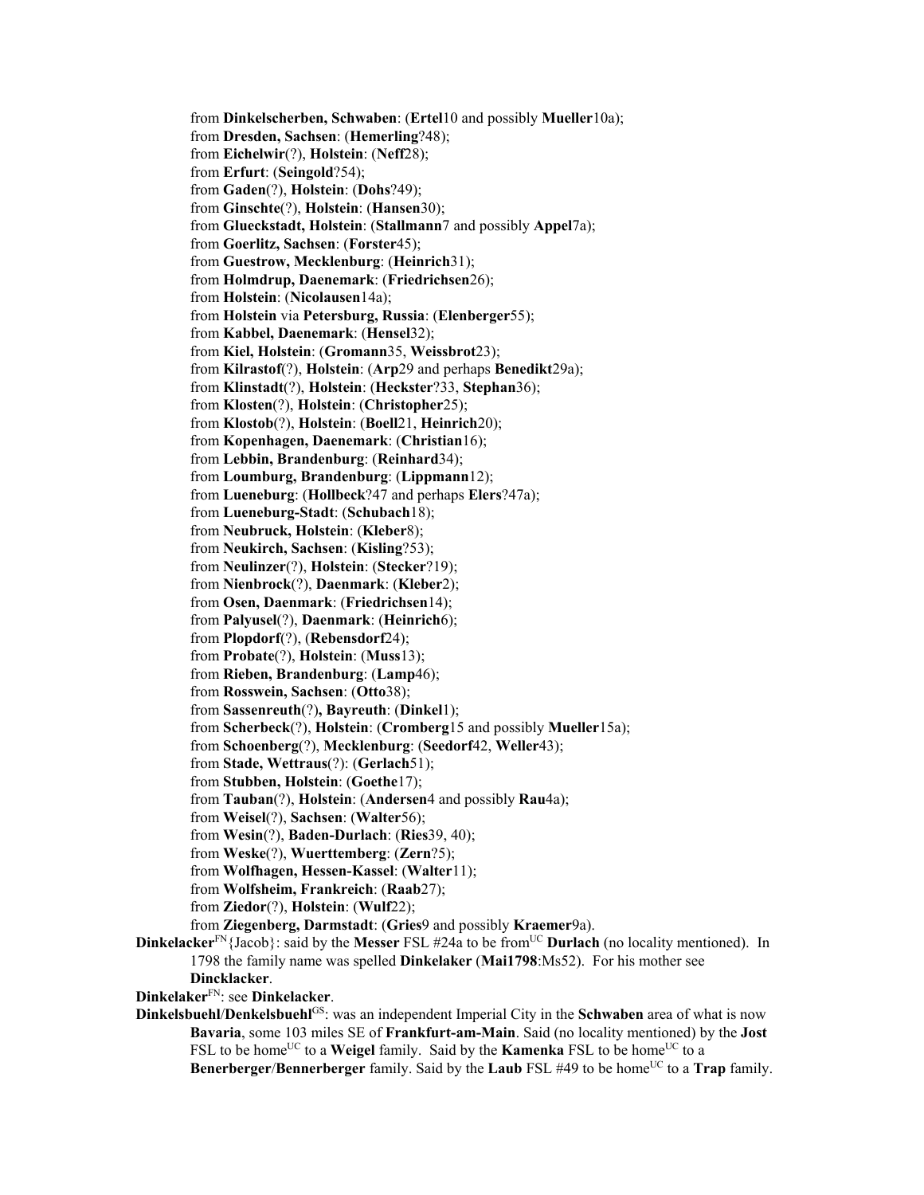from **Dinkelscherben, Schwaben**: (**Ertel**10 and possibly **Mueller**10a);
from **Dresden, Sachsen**: (**Hemerling**?48);
from **Eichelwir**(?), **Holstein**: (**Neff**28);
from **Erfurt**: (**Seingold**?54);
from **Gaden**(?), **Holstein**: (**Dohs**?49);
from **Ginschte**(?), **Holstein**: (**Hansen**30);
from **Glueckstadt, Holstein**: (**Stallmann**7 and possibly **Appel**7a);
from **Goerlitz, Sachsen**: (**Forster**45);
from **Guestrow, Mecklenburg**: (**Heinrich**31);
from **Holmdrup, Daenemark**: (**Friedrichsen**26);
from **Holstein**: (**Nicolausen**14a);
from **Holstein** via **Petersburg, Russia**: (**Elenberger**55);
from **Kabbel, Daenemark**: (**Hensel**32);
from **Kiel, Holstein**: (**Gromann**35, **Weissbrot**23);
from **Kilrastof**(?), **Holstein**: (**Arp**29 and perhaps **Benedikt**29a);
from **Klinstadt**(?), **Holstein**: (**Heckster**?33, **Stephan**36);
from **Klosten**(?), **Holstein**: (**Christopher**25);
from **Klostob**(?), **Holstein**: (**Boell**21, **Heinrich**20);
from **Kopenhagen, Daenemark**: (**Christian**16);
from **Lebbin, Brandenburg**: (**Reinhard**34);
from **Loumburg, Brandenburg**: (**Lippmann**12);
from **Lueneburg**: (**Hollbeck**?47 and perhaps **Elers**?47a);
from **Lueneburg-Stadt**: (**Schubach**18);
from **Neubruck, Holstein**: (**Kleber**8);
from **Neukirch, Sachsen**: (**Kisling**?53);
from **Neulinzer**(?), **Holstein**: (**Stecker**?19);
from **Nienbrock**(?), **Daenmark**: (**Kleber**2);
from **Osen, Daenmark**: (**Friedrichsen**14);
from **Palyusel**(?), **Daenmark**: (**Heinrich**6);
from **Plopdorf**(?), (**Rebensdorf**24);
from **Probate**(?), **Holstein**: (**Muss**13);
from **Rieben, Brandenburg**: (**Lamp**46);
from **Rosswein, Sachsen**: (**Otto**38);
from **Sassenreuth**(?)**, Bayreuth**: (**Dinkel**1);
from **Scherbeck**(?), **Holstein**: (**Cromberg**15 and possibly **Mueller**15a);
from **Schoenberg**(?), **Mecklenburg**: (**Seedorf**42, **Weller**43);
from **Stade, Wettraus**(?): (**Gerlach**51);
from **Stubben, Holstein**: (**Goethe**17);
from **Tauban**(?), **Holstein**: (**Andersen**4 and possibly **Rau**4a);
from **Weisel**(?), **Sachsen**: (**Walter**56);
from **Wesin**(?), **Baden-Durlach**: (**Ries**39, 40);
from **Weske**(?), **Wuerttemberg**: (**Zern**?5);
from **Wolfhagen, Hessen-Kassel**: (**Walter**11);
from **Wolfsheim, Frankreich**: (**Raab**27);
from **Ziedor**(?), **Holstein**: (**Wulf**22);
from **Ziegenberg, Darmstadt**: (**Gries**9 and possibly **Kraemer**9a).

**Dinkelacker**[FN]{Jacob}: said by the **Messer** FSL #24a to be from[UC] **Durlach** (no locality mentioned). In 1798 the family name was spelled **Dinkelaker** (**Mai1798**:Ms52). For his mother see **Dincklacker**.

**Dinkelaker**[FN]: see **Dinkelacker**.

**Dinkelsbuehl**/**Denkelsbuehl**[GS]: was an independent Imperial City in the **Schwaben** area of what is now **Bavaria**, some 103 miles SE of **Frankfurt-am-Main**. Said (no locality mentioned) by the **Jost** FSL to be home[UC] to a **Weigel** family. Said by the **Kamenka** FSL to be home[UC] to a **Benerberger**/**Bennerberger** family. Said by the **Laub** FSL #49 to be home[UC] to a **Trap** family.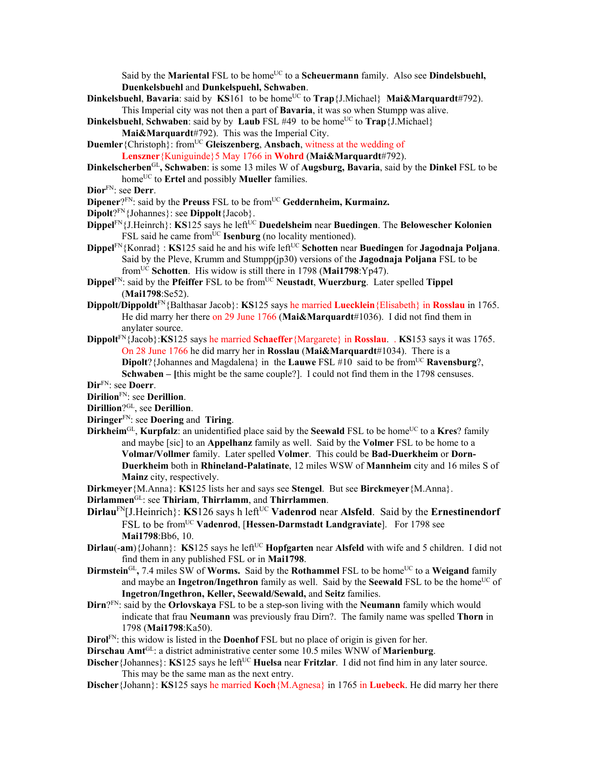Said by the **Mariental** FSL to be home[UC] to a **Scheuermann** family. Also see **Dindelsbuehl, Duenkelsbuehl** and **Dunkelspuehl, Schwaben**.

**Dinkelsbuehl**, **Bavaria**: said by **KS**161 to be home[UC] to **Trap**{J.Michael} **Mai&Marquardt**#792). This Imperial city was not then a part of **Bavaria**, it was so when Stumpp was alive.

**Dinkelsbuehl**, **Schwaben**: said by by **Laub** FSL #49 to be home[UC] to **Trap**{J.Michael} **Mai&Marquardt**#792). This was the Imperial City.

**Duemler**{Christoph}: from[UC] **Gleiszenberg**, **Ansbach**, witness at the wedding of **Lenszner**{Kuniguinde}5 May 1766 in **Wohrd** (**Mai&Marquardt**#792).

**Dinkelscherben**[GL]**, Schwaben**: is some 13 miles W of **Augsburg, Bavaria**, said by the **Dinkel** FSL to be home[UC] to **Ertel** and possibly **Mueller** families.

**Dior**[FN]: see **Derr**.

**Dipener**?[FN]: said by the **Preuss** FSL to be from[UC] **Geddernheim, Kurmainz.**

**Dipolt**?[FN]{Johannes}: see **Dippolt**{Jacob}.

**Dippel**[FN]{J.Heinrch}: **KS**125 says he left[UC] **Duedelsheim** near **Buedingen**. The **Belowescher Kolonien** FSL said he came from[UC] **Isenburg** (no locality mentioned).

**Dippel**[FN]{Konrad} : **KS**125 said he and his wife left[UC] **Schotten** near **Buedingen** for **Jagodnaja Poljana**. Said by the Pleve, Krumm and Stumpp(jp30) versions of the **Jagodnaja Poljana** FSL to be from[UC] **Schotten**. His widow is still there in 1798 (**Mai1798**:Yp47).

**Dippel**[FN]: said by the **Pfeiffer** FSL to be from[UC] **Neustadt**, **Wuerzburg**. Later spelled **Tippel** (**Mai1798**:Se52).

**Dippolt/Dippoldt**[FN]{Balthasar Jacob}: **KS**125 says he married **Luecklein**{Elisabeth} in **Rosslau** in 1765. He did marry her there on 29 June 1766 (**Mai&Marquardt**#1036). I did not find them in anylater source.

**Dippolt**[FN]{Jacob}:**KS**125 says he married **Schaeffer**{Margarete} in **Rosslau**. . **KS**153 says it was 1765. On 28 June 1766 he did marry her in **Rosslau** (**Mai&Marquardt**#1034). There is a **Dipolt**?{Johannes and Magdalena} in the **Lauwe** FSL #10 said to be from[UC] **Ravensburg**?, **Schwaben – [**this might be the same couple?]. I could not find them in the 1798 censuses.

**Dir**[FN]: see **Doerr**.

**Dirilion**[FN]: see **Derillion**.

**Dirillion**?[GL], see **Derillion**.

**Diringer**[FN]: see **Doering** and **Tiring**.

**Dirkheim**[GL], **Kurpfalz**: an unidentified place said by the **Seewald** FSL to be home[UC] to a **Kres**? family and maybe [sic] to an **Appelhanz** family as well. Said by the **Volmer** FSL to be home to a **Volmar/Vollmer** family. Later spelled **Volmer**. This could be **Bad-Duerkheim** or **Dorn-Duerkheim** both in **Rhineland-Palatinate**, 12 miles WSW of **Mannheim** city and 16 miles S of **Mainz** city, respectively.

**Dirkmeyer**{M.Anna}: **KS**125 lists her and says see **Stengel**. But see **Birckmeyer**{M.Anna}.

**Dirlammen**[GL]: see **Thiriam**, **Thirrlamm**, and **Thirrlammen**.

**Dirlau**[FN][J.Heinrich}: **KS**126 says h left[UC] **Vadenrod** near **Alsfeld**. Said by the **Ernestinendorf** FSL to be from[UC] **Vadenrod**, [**Hessen-Darmstadt Landgraviate**]. For 1798 see **Mai1798**:Bb6, 10.

**Dirlau**(**-am**){Johann}: **KS**125 says he left[UC] **Hopfgarten** near **Alsfeld** with wife and 5 children. I did not find them in any published FSL or in **Mai1798**.

**Dirmstein**[GL]**,** 7.4 miles SW of **Worms.** Said by the **Rothammel** FSL to be home[UC] to a **Weigand** family and maybe an **Ingetron/Ingethron** family as well. Said by the **Seewald** FSL to be the home[UC] of **Ingetron/Ingethron, Keller, Seewald/Sewald,** and **Seitz** families.

**Dirn**?[FN]: said by the **Orlovskaya** FSL to be a step-son living with the **Neumann** family which would indicate that frau **Neumann** was previously frau Dirn?. The family name was spelled **Thorn** in 1798 (**Mai1798**:Ka50).

**Dirol**[FN]: this widow is listed in the **Doenhof** FSL but no place of origin is given for her.

**Dirschau Amt**[GL]: a district administrative center some 10.5 miles WNW of **Marienburg**.

**Discher**{Johannes}: **KS**125 says he left[UC] **Huelsa** near **Fritzlar**. I did not find him in any later source. This may be the same man as the next entry.

**Discher**{Johann}: **KS**125 says he married **Koch**{M.Agnesa} in 1765 in **Luebeck**. He did marry her there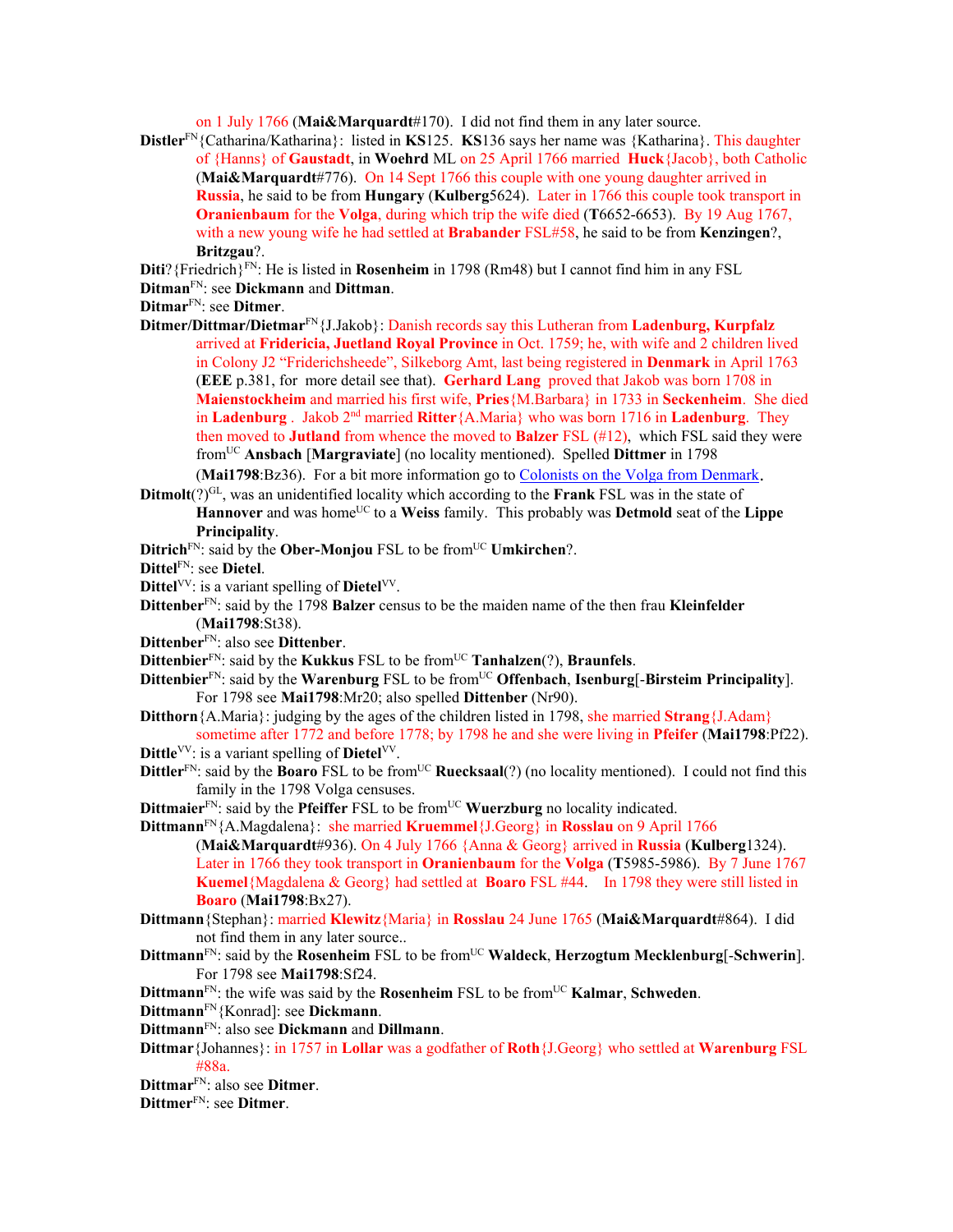on 1 July 1766 (**Mai&Marquardt**#170). I did not find them in any later source.

**Distler**FN{Catharina/Katharina}: listed in **KS**125. **KS**136 says her name was {Katharina}. This daughter of {Hanns} of **Gaustadt**, in **Woehrd** ML on 25 April 1766 married **Huck**{Jacob}, both Catholic (**Mai&Marquardt**#776). On 14 Sept 1766 this couple with one young daughter arrived in **Russia**, he said to be from **Hungary** (**Kulberg**5624). Later in 1766 this couple took transport in **Oranienbaum** for the **Volga**, during which trip the wife died (**T**6652-6653). By 19 Aug 1767, with a new young wife he had settled at **Brabander** FSL#58, he said to be from **Kenzingen**?, **Britzgau**?.

**Diti**?{Friedrich}FN: He is listed in **Rosenheim** in 1798 (Rm48) but I cannot find him in any FSL

**Ditman**FN: see **Dickmann** and **Dittman**.

**Ditmar**FN: see **Ditmer**.

**Ditmer/Dittmar/Dietmar**FN{J.Jakob}: Danish records say this Lutheran from **Ladenburg, Kurpfalz** arrived at **Fridericia, Juetland Royal Province** in Oct. 1759; he, with wife and 2 children lived in Colony J2 "Friderichsheede", Silkeborg Amt, last being registered in **Denmark** in April 1763 (**EEE** p.381, for more detail see that). **Gerhard Lang** proved that Jakob was born 1708 in **Maienstockheim** and married his first wife, **Pries**{M.Barbara} in 1733 in **Seckenheim**. She died in **Ladenburg** . Jakob 2nd married **Ritter**{A.Maria} who was born 1716 in **Ladenburg**. They then moved to **Jutland** from whence the moved to **Balzer** FSL (#12), which FSL said they were fromUC **Ansbach** [**Margraviate**] (no locality mentioned). Spelled **Dittmer** in 1798 (**Mai1798**:Bz36). For a bit more information go to Colonists on the Volga from Denmark.

**Ditmolt**(?)GL, was an unidentified locality which according to the **Frank** FSL was in the state of **Hannover** and was homeUC to a **Weiss** family. This probably was **Detmold** seat of the **Lippe Principality**.

**Ditrich**FN: said by the **Ober-Monjou** FSL to be fromUC **Umkirchen**?.

**Dittel**FN: see **Dietel**.

**Dittel**VV: is a variant spelling of **Dietel**VV.

**Dittenber**FN: said by the 1798 **Balzer** census to be the maiden name of the then frau **Kleinfelder** (**Mai1798**:St38).

**Dittenber**FN: also see **Dittenber**.

**Dittenbier**FN: said by the **Kukkus** FSL to be fromUC **Tanhalzen**(?), **Braunfels**.

**Dittenbier**FN: said by the **Warenburg** FSL to be fromUC **Offenbach**, **Isenburg**[-**Birsteim Principality**]. For 1798 see **Mai1798**:Mr20; also spelled **Dittenber** (Nr90).

**Ditthorn**{A.Maria}: judging by the ages of the children listed in 1798, she married **Strang**{J.Adam} sometime after 1772 and before 1778; by 1798 he and she were living in **Pfeifer** (**Mai1798**:Pf22).

**Dittle**VV: is a variant spelling of **Dietel**VV.

**Dittler**FN: said by the **Boaro** FSL to be fromUC **Ruecksaal**(?) (no locality mentioned). I could not find this family in the 1798 Volga censuses.

**Dittmaier**FN: said by the **Pfeiffer** FSL to be fromUC **Wuerzburg** no locality indicated.

**Dittmann**FN{A.Magdalena}: she married **Kruemmel**{J.Georg} in **Rosslau** on 9 April 1766 (**Mai&Marquardt**#936). On 4 July 1766 {Anna & Georg} arrived in **Russia** (**Kulberg**1324). Later in 1766 they took transport in **Oranienbaum** for the **Volga** (**T**5985-5986). By 7 June 1767 **Kuemel**{Magdalena & Georg} had settled at **Boaro** FSL #44. In 1798 they were still listed in **Boaro** (**Mai1798**:Bx27).

**Dittmann**{Stephan}: married **Klewitz**{Maria} in **Rosslau** 24 June 1765 (**Mai&Marquardt**#864). I did not find them in any later source..

**Dittmann**FN: said by the **Rosenheim** FSL to be fromUC **Waldeck**, **Herzogtum Mecklenburg**[-**Schwerin**]. For 1798 see **Mai1798**:Sf24.

**Dittmann**FN: the wife was said by the **Rosenheim** FSL to be fromUC **Kalmar**, **Schweden**.

**Dittmann**FN{Konrad]: see **Dickmann**.

**Dittmann**FN: also see **Dickmann** and **Dillmann**.

**Dittmar**{Johannes}: in 1757 in **Lollar** was a godfather of **Roth**{J.Georg} who settled at **Warenburg** FSL #88a.

**Dittmar**FN: also see **Ditmer**.

**Dittmer**FN: see **Ditmer**.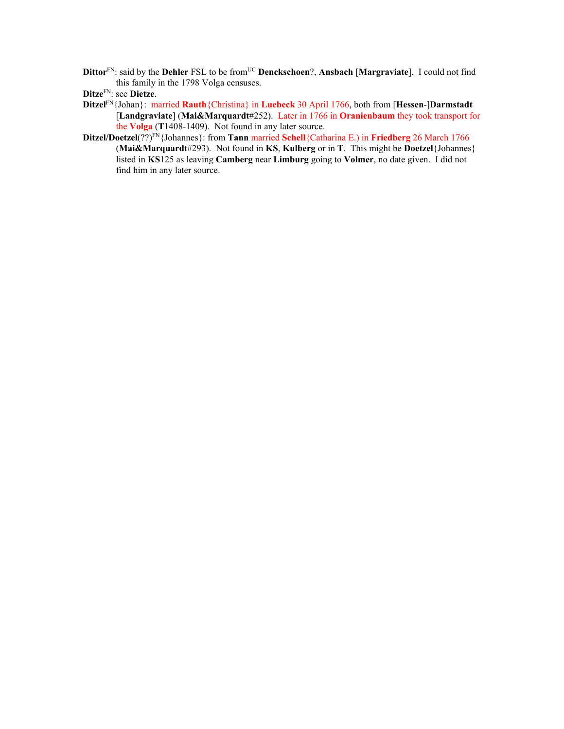**Dittor**[FN]: said by the **Dehler** FSL to be from[UC] **Denckschoen**?, **Ansbach** [**Margraviate**]. I could not find this family in the 1798 Volga censuses.

**Ditze**[FN]: see **Dietze**.

**Ditzel**[FN]{Johan}: married **Rauth**{Christina} in **Luebeck** 30 April 1766, both from [**Hessen**-]**Darmstadt** [**Landgraviate**] (**Mai&Marquardt**#252). Later in 1766 in **Oranienbaum** they took transport for the **Volga** (**T**1408-1409). Not found in any later source.

**Ditzel/Doetzel**(??)[FN]{Johannes}: from **Tann** married **Schell**{Catharina E.) in **Friedberg** 26 March 1766 (**Mai&Marquardt**#293). Not found in **KS**, **Kulberg** or in **T**. This might be **Doetzel**{Johannes} listed in **KS**125 as leaving **Camberg** near **Limburg** going to **Volmer**, no date given. I did not find him in any later source.